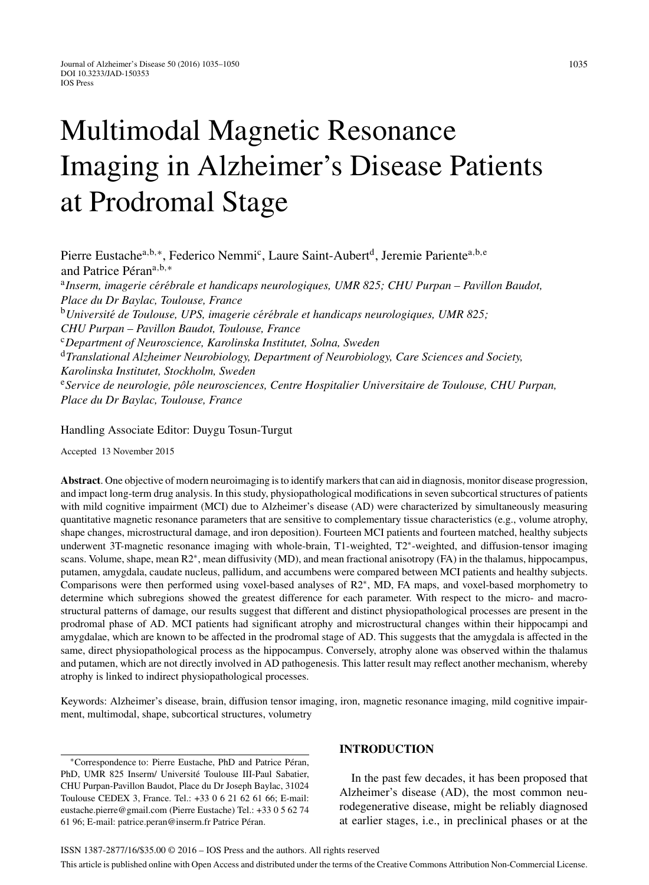# Multimodal Magnetic Resonance Imaging in Alzheimer's Disease Patients at Prodromal Stage

Pierre Eustache[a,b,*], Federico Nemmi[c], Laure Saint-Aubert[d], Jeremie Pariente[a,b,e] and Patrice Péran[a,b,*]

[a] *Inserm, imagerie cérébrale et handicaps neurologiques, UMR 825; CHU Purpan – Pavillon Baudot, Place du Dr Baylac, Toulouse, France*
[b] *Université de Toulouse, UPS, imagerie cérébrale et handicaps neurologiques, UMR 825; CHU Purpan – Pavillon Baudot, Toulouse, France*
[c] *Department of Neuroscience, Karolinska Institutet, Solna, Sweden*
[d] *Translational Alzheimer Neurobiology, Department of Neurobiology, Care Sciences and Society, Karolinska Institutet, Stockholm, Sweden*
[e] *Service de neurologie, pôle neurosciences, Centre Hospitalier Universitaire de Toulouse, CHU Purpan, Place du Dr Baylac, Toulouse, France*

Handling Associate Editor: Duygu Tosun-Turgut

Accepted 13 November 2015

**Abstract**. One objective of modern neuroimaging is to identify markers that can aid in diagnosis, monitor disease progression, and impact long-term drug analysis. In this study, physiopathological modifications in seven subcortical structures of patients with mild cognitive impairment (MCI) due to Alzheimer's disease (AD) were characterized by simultaneously measuring quantitative magnetic resonance parameters that are sensitive to complementary tissue characteristics (e.g., volume atrophy, shape changes, microstructural damage, and iron deposition). Fourteen MCI patients and fourteen matched, healthy subjects underwent 3T-magnetic resonance imaging with whole-brain, T1-weighted, T2*-weighted, and diffusion-tensor imaging scans. Volume, shape, mean R2*, mean diffusivity (MD), and mean fractional anisotropy (FA) in the thalamus, hippocampus, putamen, amygdala, caudate nucleus, pallidum, and accumbens were compared between MCI patients and healthy subjects. Comparisons were then performed using voxel-based analyses of R2*, MD, FA maps, and voxel-based morphometry to determine which subregions showed the greatest difference for each parameter. With respect to the micro- and macrostructural patterns of damage, our results suggest that different and distinct physiopathological processes are present in the prodromal phase of AD. MCI patients had significant atrophy and microstructural changes within their hippocampi and amygdalae, which are known to be affected in the prodromal stage of AD. This suggests that the amygdala is affected in the same, direct physiopathological process as the hippocampus. Conversely, atrophy alone was observed within the thalamus and putamen, which are not directly involved in AD pathogenesis. This latter result may reflect another mechanism, whereby atrophy is linked to indirect physiopathological processes.

Keywords: Alzheimer's disease, brain, diffusion tensor imaging, iron, magnetic resonance imaging, mild cognitive impairment, multimodal, shape, subcortical structures, volumetry

## INTRODUCTION

In the past few decades, it has been proposed that Alzheimer's disease (AD), the most common neurodegenerative disease, might be reliably diagnosed at earlier stages, i.e., in preclinical phases or at the

*Correspondence to: Pierre Eustache, PhD and Patrice Péran, PhD, UMR 825 Inserm/ Université Toulouse III-Paul Sabatier, CHU Purpan-Pavillon Baudot, Place du Dr Joseph Baylac, 31024 Toulouse CEDEX 3, France. Tel.: +33 0 6 21 62 61 66; E-mail: eustache.pierre@gmail.com (Pierre Eustache) Tel.: +33 0 5 62 74 61 96; E-mail: patrice.peran@inserm.fr Patrice Péran.

ISSN 1387-2877/16/$35.00 © 2016 – IOS Press and the authors. All rights reserved

This article is published online with Open Access and distributed under the terms of the Creative Commons Attribution Non-Commercial License.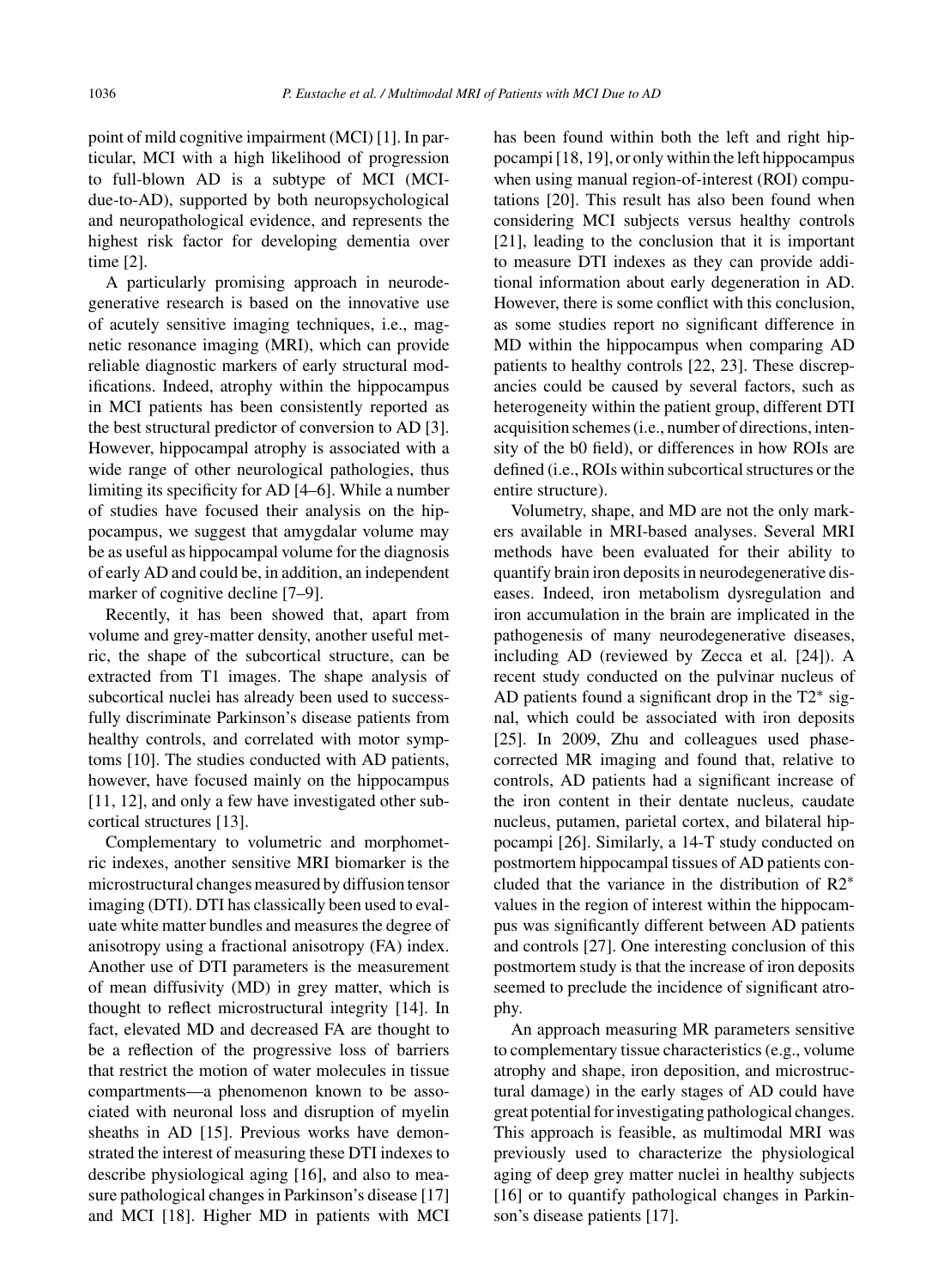point of mild cognitive impairment (MCI) [1]. In particular, MCI with a high likelihood of progression to full-blown AD is a subtype of MCI (MCI-due-to-AD), supported by both neuropsychological and neuropathological evidence, and represents the highest risk factor for developing dementia over time [2].

A particularly promising approach in neurodegenerative research is based on the innovative use of acutely sensitive imaging techniques, i.e., magnetic resonance imaging (MRI), which can provide reliable diagnostic markers of early structural modifications. Indeed, atrophy within the hippocampus in MCI patients has been consistently reported as the best structural predictor of conversion to AD [3]. However, hippocampal atrophy is associated with a wide range of other neurological pathologies, thus limiting its specificity for AD [4–6]. While a number of studies have focused their analysis on the hippocampus, we suggest that amygdalar volume may be as useful as hippocampal volume for the diagnosis of early AD and could be, in addition, an independent marker of cognitive decline [7–9].

Recently, it has been showed that, apart from volume and grey-matter density, another useful metric, the shape of the subcortical structure, can be extracted from T1 images. The shape analysis of subcortical nuclei has already been used to successfully discriminate Parkinson's disease patients from healthy controls, and correlated with motor symptoms [10]. The studies conducted with AD patients, however, have focused mainly on the hippocampus [11, 12], and only a few have investigated other subcortical structures [13].

Complementary to volumetric and morphometric indexes, another sensitive MRI biomarker is the microstructural changes measured by diffusion tensor imaging (DTI). DTI has classically been used to evaluate white matter bundles and measures the degree of anisotropy using a fractional anisotropy (FA) index. Another use of DTI parameters is the measurement of mean diffusivity (MD) in grey matter, which is thought to reflect microstructural integrity [14]. In fact, elevated MD and decreased FA are thought to be a reflection of the progressive loss of barriers that restrict the motion of water molecules in tissue compartments—a phenomenon known to be associated with neuronal loss and disruption of myelin sheaths in AD [15]. Previous works have demonstrated the interest of measuring these DTI indexes to describe physiological aging [16], and also to measure pathological changes in Parkinson's disease [17] and MCI [18]. Higher MD in patients with MCI has been found within both the left and right hippocampi [18, 19], or only within the left hippocampus when using manual region-of-interest (ROI) computations [20]. This result has also been found when considering MCI subjects versus healthy controls [21], leading to the conclusion that it is important to measure DTI indexes as they can provide additional information about early degeneration in AD. However, there is some conflict with this conclusion, as some studies report no significant difference in MD within the hippocampus when comparing AD patients to healthy controls [22, 23]. These discrepancies could be caused by several factors, such as heterogeneity within the patient group, different DTI acquisition schemes (i.e., number of directions, intensity of the b0 field), or differences in how ROIs are defined (i.e., ROIs within subcortical structures or the entire structure).

Volumetry, shape, and MD are not the only markers available in MRI-based analyses. Several MRI methods have been evaluated for their ability to quantify brain iron deposits in neurodegenerative diseases. Indeed, iron metabolism dysregulation and iron accumulation in the brain are implicated in the pathogenesis of many neurodegenerative diseases, including AD (reviewed by Zecca et al. [24]). A recent study conducted on the pulvinar nucleus of AD patients found a significant drop in the $T2^*$ signal, which could be associated with iron deposits [25]. In 2009, Zhu and colleagues used phase-corrected MR imaging and found that, relative to controls, AD patients had a significant increase of the iron content in their dentate nucleus, caudate nucleus, putamen, parietal cortex, and bilateral hippocampi [26]. Similarly, a 14-T study conducted on postmortem hippocampal tissues of AD patients concluded that the variance in the distribution of $R2^*$ values in the region of interest within the hippocampus was significantly different between AD patients and controls [27]. One interesting conclusion of this postmortem study is that the increase of iron deposits seemed to preclude the incidence of significant atrophy.

An approach measuring MR parameters sensitive to complementary tissue characteristics (e.g., volume atrophy and shape, iron deposition, and microstructural damage) in the early stages of AD could have great potential for investigating pathological changes. This approach is feasible, as multimodal MRI was previously used to characterize the physiological aging of deep grey matter nuclei in healthy subjects [16] or to quantify pathological changes in Parkinson's disease patients [17].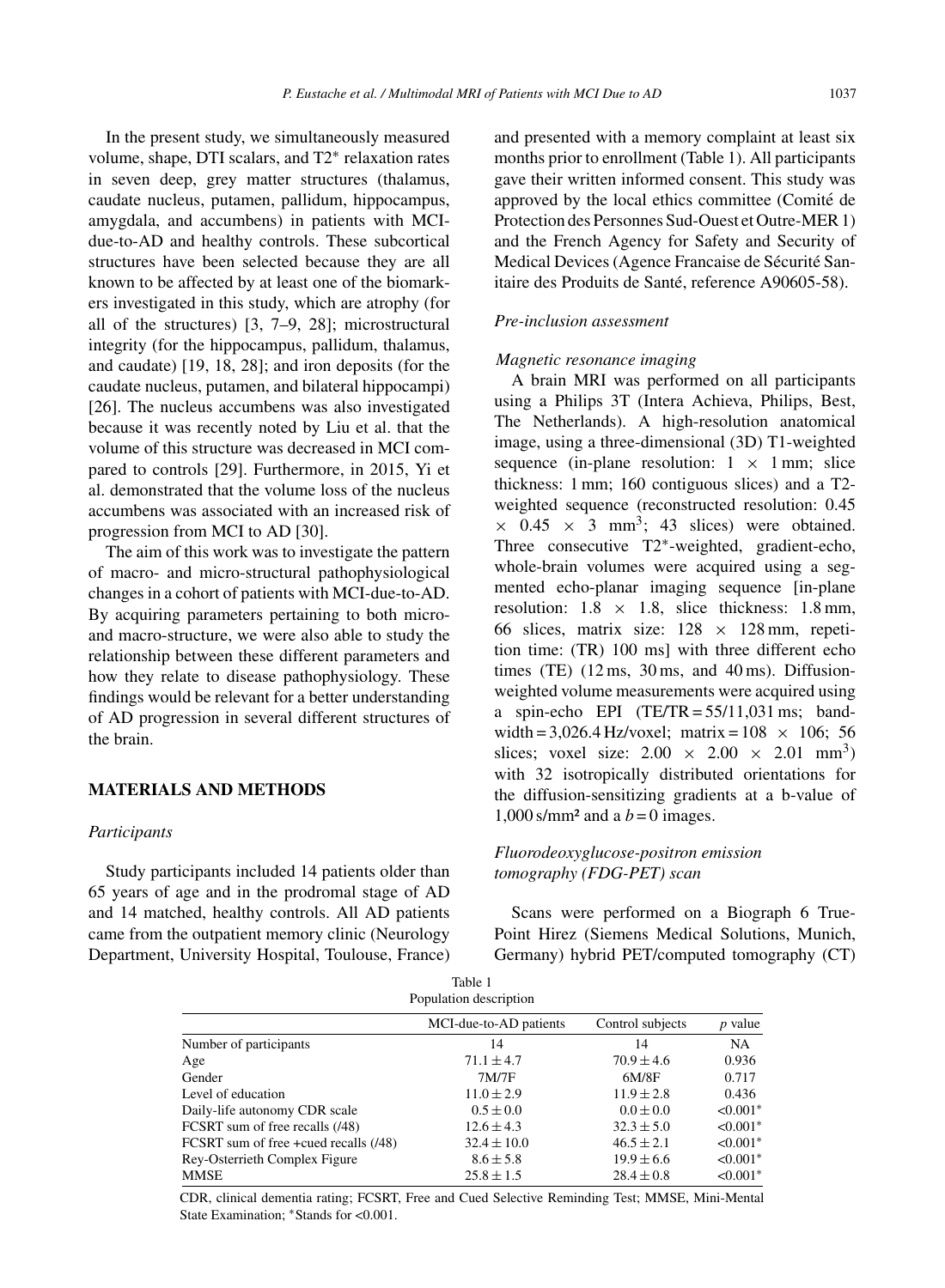In the present study, we simultaneously measured volume, shape, DTI scalars, and T2* relaxation rates in seven deep, grey matter structures (thalamus, caudate nucleus, putamen, pallidum, hippocampus, amygdala, and accumbens) in patients with MCI-due-to-AD and healthy controls. These subcortical structures have been selected because they are all known to be affected by at least one of the biomarkers investigated in this study, which are atrophy (for all of the structures) [3, 7–9, 28]; microstructural integrity (for the hippocampus, pallidum, thalamus, and caudate) [19, 18, 28]; and iron deposits (for the caudate nucleus, putamen, and bilateral hippocampi) [26]. The nucleus accumbens was also investigated because it was recently noted by Liu et al. that the volume of this structure was decreased in MCI compared to controls [29]. Furthermore, in 2015, Yi et al. demonstrated that the volume loss of the nucleus accumbens was associated with an increased risk of progression from MCI to AD [30].

The aim of this work was to investigate the pattern of macro- and micro-structural pathophysiological changes in a cohort of patients with MCI-due-to-AD. By acquiring parameters pertaining to both micro- and macro-structure, we were also able to study the relationship between these different parameters and how they relate to disease pathophysiology. These findings would be relevant for a better understanding of AD progression in several different structures of the brain.

## MATERIALS AND METHODS

### *Participants*

Study participants included 14 patients older than 65 years of age and in the prodromal stage of AD and 14 matched, healthy controls. All AD patients came from the outpatient memory clinic (Neurology Department, University Hospital, Toulouse, France) and presented with a memory complaint at least six months prior to enrollment (Table 1). All participants gave their written informed consent. This study was approved by the local ethics committee (Comité de Protection des Personnes Sud-Ouest et Outre-MER 1) and the French Agency for Safety and Security of Medical Devices (Agence Francaise de Sécurité Sanitaire des Produits de Santé, reference A90605-58).

### *Pre-inclusion assessment*

#### *Magnetic resonance imaging*

A brain MRI was performed on all participants using a Philips 3T (Intera Achieva, Philips, Best, The Netherlands). A high-resolution anatomical image, using a three-dimensional (3D) T1-weighted sequence (in-plane resolution: $1 \times 1$ mm; slice thickness: 1 mm; 160 contiguous slices) and a T2-weighted sequence (reconstructed resolution: $0.45 \times 0.45 \times 3$ mm$^3$; 43 slices) were obtained. Three consecutive T2*-weighted, gradient-echo, whole-brain volumes were acquired using a segmented echo-planar imaging sequence [in-plane resolution: $1.8 \times 1.8$, slice thickness: 1.8 mm, 66 slices, matrix size: $128 \times 128$ mm, repetition time: (TR) 100 ms] with three different echo times (TE) (12 ms, 30 ms, and 40 ms). Diffusion-weighted volume measurements were acquired using a spin-echo EPI (TE/TR = 55/11,031 ms; bandwidth = 3,026.4 Hz/voxel; matrix = $108 \times 106$; 56 slices; voxel size: $2.00 \times 2.00 \times 2.01$ mm$^3$) with 32 isotropically distributed orientations for the diffusion-sensitizing gradients at a b-value of 1,000 s/mm² and a $b = 0$ images.

#### *Fluorodeoxyglucose-positron emission tomography (FDG-PET) scan*

Scans were performed on a Biograph 6 True-Point Hirez (Siemens Medical Solutions, Munich, Germany) hybrid PET/computed tomography (CT)

Table 1
Population description

| | MCI-due-to-AD patients | Control subjects | *p* value |
|---|---|---|---|
| Number of participants | 14 | 14 | NA |
| Age | 71.1 ± 4.7 | 70.9 ± 4.6 | 0.936 |
| Gender | 7M/7F | 6M/8F | 0.717 |
| Level of education | 11.0 ± 2.9 | 11.9 ± 2.8 | 0.436 |
| Daily-life autonomy CDR scale | 0.5 ± 0.0 | 0.0 ± 0.0 | <0.001* |
| FCSRT sum of free recalls (/48) | 12.6 ± 4.3 | 32.3 ± 5.0 | <0.001* |
| FCSRT sum of free +cued recalls (/48) | 32.4 ± 10.0 | 46.5 ± 2.1 | <0.001* |
| Rey-Osterrieth Complex Figure | 8.6 ± 5.8 | 19.9 ± 6.6 | <0.001* |
| MMSE | 25.8 ± 1.5 | 28.4 ± 0.8 | <0.001* |

CDR, clinical dementia rating; FCSRT, Free and Cued Selective Reminding Test; MMSE, Mini-Mental State Examination; *Stands for <0.001.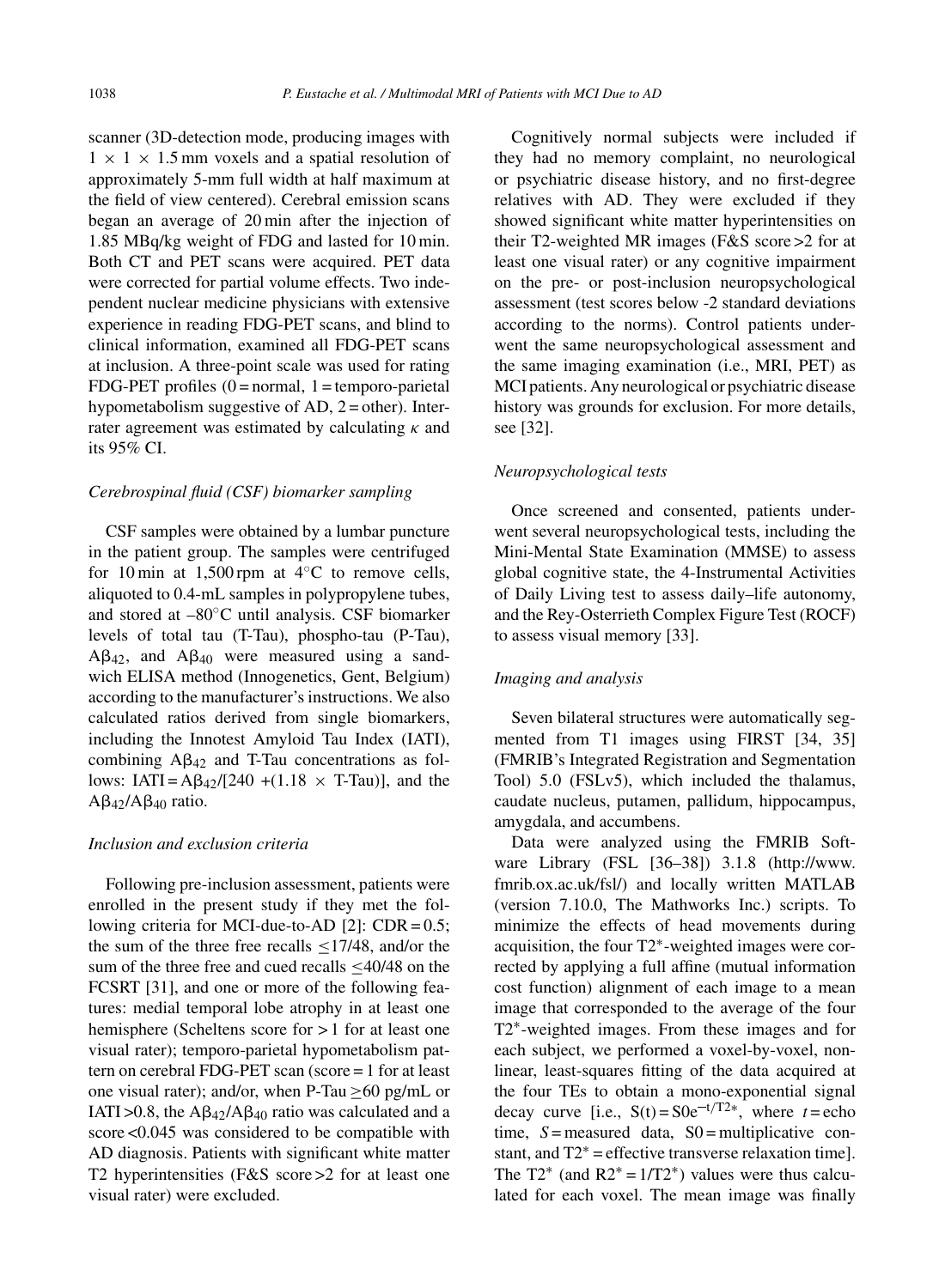scanner (3D-detection mode, producing images with $1 \times 1 \times 1.5$ mm voxels and a spatial resolution of approximately 5-mm full width at half maximum at the field of view centered). Cerebral emission scans began an average of 20 min after the injection of 1.85 MBq/kg weight of FDG and lasted for 10 min. Both CT and PET scans were acquired. PET data were corrected for partial volume effects. Two independent nuclear medicine physicians with extensive experience in reading FDG-PET scans, and blind to clinical information, examined all FDG-PET scans at inclusion. A three-point scale was used for rating FDG-PET profiles (0 = normal, 1 = temporo-parietal hypometabolism suggestive of AD, 2 = other). Inter-rater agreement was estimated by calculating $\kappa$ and its 95% CI.

*Cerebrospinal fluid (CSF) biomarker sampling*

CSF samples were obtained by a lumbar puncture in the patient group. The samples were centrifuged for 10 min at 1,500 rpm at 4°C to remove cells, aliquoted to 0.4-mL samples in polypropylene tubes, and stored at –80°C until analysis. CSF biomarker levels of total tau (T-Tau), phospho-tau (P-Tau), $A\beta_{42}$, and $A\beta_{40}$ were measured using a sandwich ELISA method (Innogenetics, Gent, Belgium) according to the manufacturer's instructions. We also calculated ratios derived from single biomarkers, including the Innotest Amyloid Tau Index (IATI), combining $A\beta_{42}$ and T-Tau concentrations as follows: IATI = $A\beta_{42}$/[240 +(1.18 × T-Tau)], and the $A\beta_{42}/A\beta_{40}$ ratio.

*Inclusion and exclusion criteria*

Following pre-inclusion assessment, patients were enrolled in the present study if they met the following criteria for MCI-due-to-AD [2]: CDR = 0.5; the sum of the three free recalls $\leq$17/48, and/or the sum of the three free and cued recalls $\leq$40/48 on the FCSRT [31], and one or more of the following features: medial temporal lobe atrophy in at least one hemisphere (Scheltens score for > 1 for at least one visual rater); temporo-parietal hypometabolism pattern on cerebral FDG-PET scan (score = 1 for at least one visual rater); and/or, when P-Tau $\geq$60 pg/mL or IATI >0.8, the $A\beta_{42}/A\beta_{40}$ ratio was calculated and a score <0.045 was considered to be compatible with AD diagnosis. Patients with significant white matter T2 hyperintensities (F&S score >2 for at least one visual rater) were excluded.

Cognitively normal subjects were included if they had no memory complaint, no neurological or psychiatric disease history, and no first-degree relatives with AD. They were excluded if they showed significant white matter hyperintensities on their T2-weighted MR images (F&S score >2 for at least one visual rater) or any cognitive impairment on the pre- or post-inclusion neuropsychological assessment (test scores below -2 standard deviations according to the norms). Control patients underwent the same neuropsychological assessment and the same imaging examination (i.e., MRI, PET) as MCI patients. Any neurological or psychiatric disease history was grounds for exclusion. For more details, see [32].

*Neuropsychological tests*

Once screened and consented, patients underwent several neuropsychological tests, including the Mini-Mental State Examination (MMSE) to assess global cognitive state, the 4-Instrumental Activities of Daily Living test to assess daily–life autonomy, and the Rey-Osterrieth Complex Figure Test (ROCF) to assess visual memory [33].

*Imaging and analysis*

Seven bilateral structures were automatically segmented from T1 images using FIRST [34, 35] (FMRIB's Integrated Registration and Segmentation Tool) 5.0 (FSLv5), which included the thalamus, caudate nucleus, putamen, pallidum, hippocampus, amygdala, and accumbens.

Data were analyzed using the FMRIB Software Library (FSL [36–38]) 3.1.8 (http://www.fmrib.ox.ac.uk/fsl/) and locally written MATLAB (version 7.10.0, The Mathworks Inc.) scripts. To minimize the effects of head movements during acquisition, the four T2*-weighted images were corrected by applying a full affine (mutual information cost function) alignment of each image to a mean image that corresponded to the average of the four T2*-weighted images. From these images and for each subject, we performed a voxel-by-voxel, nonlinear, least-squares fitting of the data acquired at the four TEs to obtain a mono-exponential signal decay curve [i.e., $S(t) = S0e^{-t/T2*}$, where $t$ = echo time, $S$ = measured data, S0 = multiplicative constant, and T2* = effective transverse relaxation time]. The T2* (and R2* = 1/T2*) values were thus calculated for each voxel. The mean image was finally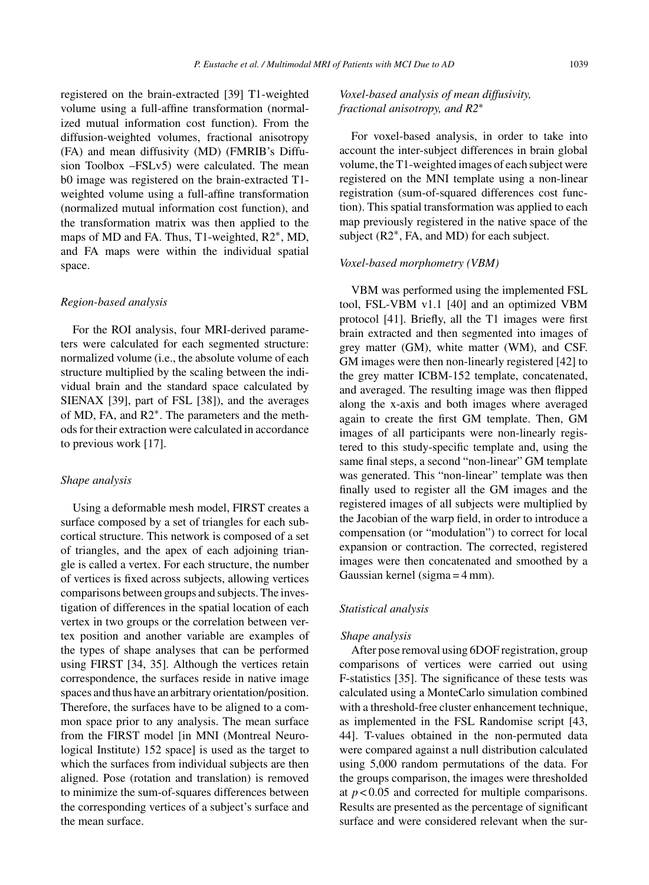registered on the brain-extracted [39] T1-weighted volume using a full-affine transformation (normalized mutual information cost function). From the diffusion-weighted volumes, fractional anisotropy (FA) and mean diffusivity (MD) (FMRIB's Diffusion Toolbox –FSLv5) were calculated. The mean b0 image was registered on the brain-extracted T1-weighted volume using a full-affine transformation (normalized mutual information cost function), and the transformation matrix was then applied to the maps of MD and FA. Thus, T1-weighted, R2*, MD, and FA maps were within the individual spatial space.

### *Region-based analysis*

For the ROI analysis, four MRI-derived parameters were calculated for each segmented structure: normalized volume (i.e., the absolute volume of each structure multiplied by the scaling between the individual brain and the standard space calculated by SIENAX [39], part of FSL [38]), and the averages of MD, FA, and R2*. The parameters and the methods for their extraction were calculated in accordance to previous work [17].

### *Shape analysis*

Using a deformable mesh model, FIRST creates a surface composed by a set of triangles for each subcortical structure. This network is composed of a set of triangles, and the apex of each adjoining triangle is called a vertex. For each structure, the number of vertices is fixed across subjects, allowing vertices comparisons between groups and subjects. The investigation of differences in the spatial location of each vertex in two groups or the correlation between vertex position and another variable are examples of the types of shape analyses that can be performed using FIRST [34, 35]. Although the vertices retain correspondence, the surfaces reside in native image spaces and thus have an arbitrary orientation/position. Therefore, the surfaces have to be aligned to a common space prior to any analysis. The mean surface from the FIRST model [in MNI (Montreal Neurological Institute) 152 space] is used as the target to which the surfaces from individual subjects are then aligned. Pose (rotation and translation) is removed to minimize the sum-of-squares differences between the corresponding vertices of a subject's surface and the mean surface.

### *Voxel-based analysis of mean diffusivity, fractional anisotropy, and R2**

For voxel-based analysis, in order to take into account the inter-subject differences in brain global volume, the T1-weighted images of each subject were registered on the MNI template using a non-linear registration (sum-of-squared differences cost function). This spatial transformation was applied to each map previously registered in the native space of the subject (R2*, FA, and MD) for each subject.

### *Voxel-based morphometry (VBM)*

VBM was performed using the implemented FSL tool, FSL-VBM v1.1 [40] and an optimized VBM protocol [41]. Briefly, all the T1 images were first brain extracted and then segmented into images of grey matter (GM), white matter (WM), and CSF. GM images were then non-linearly registered [42] to the grey matter ICBM-152 template, concatenated, and averaged. The resulting image was then flipped along the x-axis and both images where averaged again to create the first GM template. Then, GM images of all participants were non-linearly registered to this study-specific template and, using the same final steps, a second "non-linear" GM template was generated. This "non-linear" template was then finally used to register all the GM images and the registered images of all subjects were multiplied by the Jacobian of the warp field, in order to introduce a compensation (or "modulation") to correct for local expansion or contraction. The corrected, registered images were then concatenated and smoothed by a Gaussian kernel (sigma = 4 mm).

### *Statistical analysis*

#### *Shape analysis*

After pose removal using 6DOF registration, group comparisons of vertices were carried out using F-statistics [35]. The significance of these tests was calculated using a MonteCarlo simulation combined with a threshold-free cluster enhancement technique, as implemented in the FSL Randomise script [43, 44]. T-values obtained in the non-permuted data were compared against a null distribution calculated using 5,000 random permutations of the data. For the groups comparison, the images were thresholded at $p < 0.05$ and corrected for multiple comparisons. Results are presented as the percentage of significant surface and were considered relevant when the sur-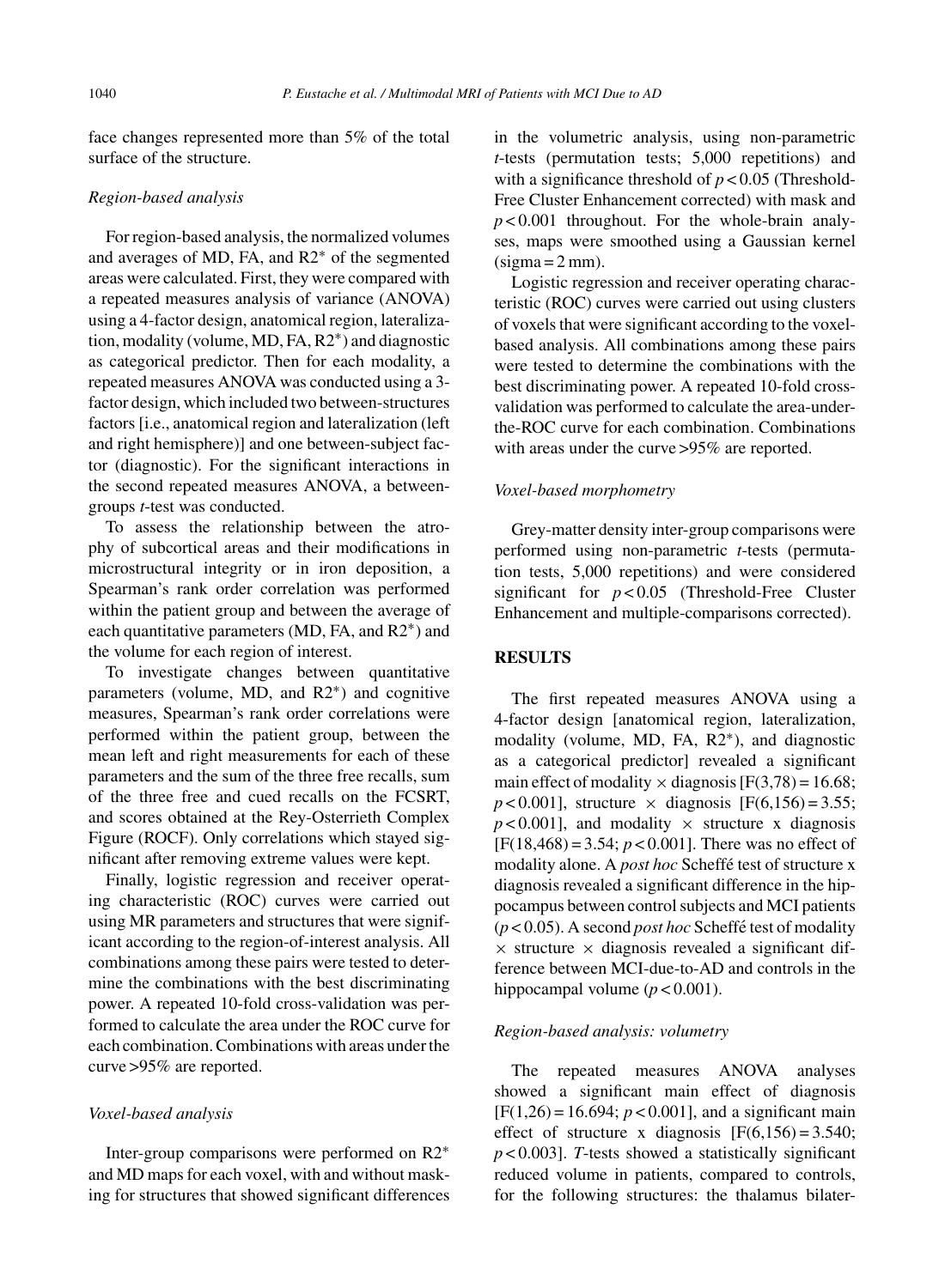face changes represented more than 5% of the total surface of the structure.

### *Region-based analysis*

For region-based analysis, the normalized volumes and averages of MD, FA, and R2* of the segmented areas were calculated. First, they were compared with a repeated measures analysis of variance (ANOVA) using a 4-factor design, anatomical region, lateralization, modality (volume, MD, FA, R2*) and diagnostic as categorical predictor. Then for each modality, a repeated measures ANOVA was conducted using a 3-factor design, which included two between-structures factors [i.e., anatomical region and lateralization (left and right hemisphere)] and one between-subject factor (diagnostic). For the significant interactions in the second repeated measures ANOVA, a between-groups *t*-test was conducted.

To assess the relationship between the atrophy of subcortical areas and their modifications in microstructural integrity or in iron deposition, a Spearman's rank order correlation was performed within the patient group and between the average of each quantitative parameters (MD, FA, and R2*) and the volume for each region of interest.

To investigate changes between quantitative parameters (volume, MD, and R2*) and cognitive measures, Spearman's rank order correlations were performed within the patient group, between the mean left and right measurements for each of these parameters and the sum of the three free recalls, sum of the three free and cued recalls on the FCSRT, and scores obtained at the Rey-Osterrieth Complex Figure (ROCF). Only correlations which stayed significant after removing extreme values were kept.

Finally, logistic regression and receiver operating characteristic (ROC) curves were carried out using MR parameters and structures that were significant according to the region-of-interest analysis. All combinations among these pairs were tested to determine the combinations with the best discriminating power. A repeated 10-fold cross-validation was performed to calculate the area under the ROC curve for each combination. Combinations with areas under the curve >95% are reported.

### *Voxel-based analysis*

Inter-group comparisons were performed on R2* and MD maps for each voxel, with and without masking for structures that showed significant differences in the volumetric analysis, using non-parametric *t*-tests (permutation tests; 5,000 repetitions) and with a significance threshold of $p < 0.05$ (Threshold-Free Cluster Enhancement corrected) with mask and $p < 0.001$ throughout. For the whole-brain analyses, maps were smoothed using a Gaussian kernel (sigma = 2 mm).

Logistic regression and receiver operating characteristic (ROC) curves were carried out using clusters of voxels that were significant according to the voxel-based analysis. All combinations among these pairs were tested to determine the combinations with the best discriminating power. A repeated 10-fold cross-validation was performed to calculate the area-under-the-ROC curve for each combination. Combinations with areas under the curve >95% are reported.

### *Voxel-based morphometry*

Grey-matter density inter-group comparisons were performed using non-parametric *t*-tests (permutation tests, 5,000 repetitions) and were considered significant for $p < 0.05$ (Threshold-Free Cluster Enhancement and multiple-comparisons corrected).

## RESULTS

The first repeated measures ANOVA using a 4-factor design [anatomical region, lateralization, modality (volume, MD, FA, R2*), and diagnostic as a categorical predictor] revealed a significant main effect of modality × diagnosis [$F(3,78) = 16.68$; $p < 0.001$], structure × diagnosis [$F(6,156) = 3.55$; $p < 0.001$], and modality × structure x diagnosis [$F(18,468) = 3.54$; $p < 0.001$]. There was no effect of modality alone. A *post hoc* Scheffé test of structure x diagnosis revealed a significant difference in the hippocampus between control subjects and MCI patients ($p < 0.05$). A second *post hoc* Scheffé test of modality × structure × diagnosis revealed a significant difference between MCI-due-to-AD and controls in the hippocampal volume ($p < 0.001$).

### *Region-based analysis: volumetry*

The repeated measures ANOVA analyses showed a significant main effect of diagnosis [$F(1,26) = 16.694$; $p < 0.001$], and a significant main effect of structure x diagnosis [$F(6,156) = 3.540$; $p < 0.003$]. *T*-tests showed a statistically significant reduced volume in patients, compared to controls, for the following structures: the thalamus bilater-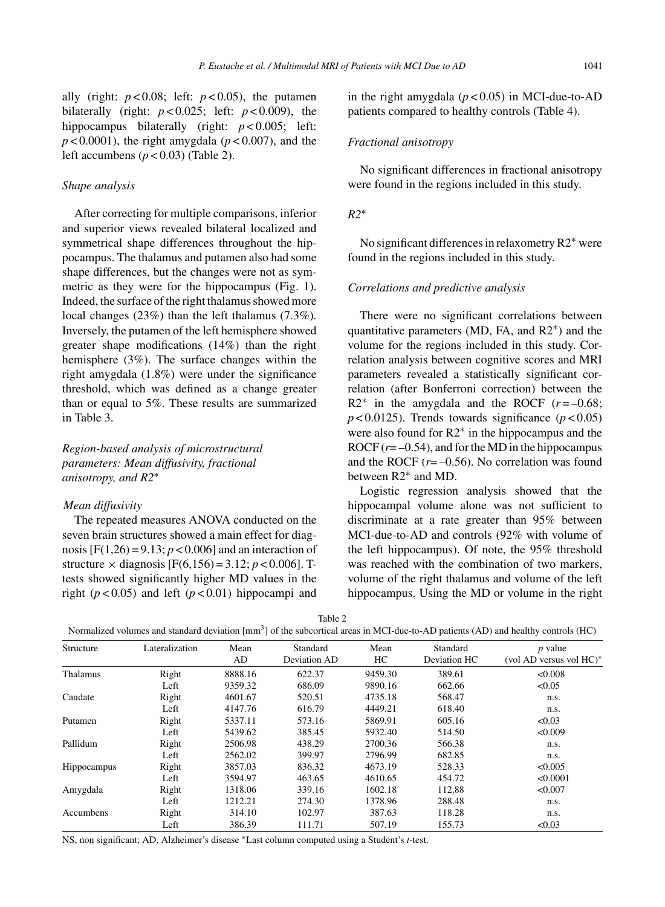ally (right: $p < 0.08$; left: $p < 0.05$), the putamen bilaterally (right: $p < 0.025$; left: $p < 0.009$), the hippocampus bilaterally (right: $p < 0.005$; left: $p < 0.0001$), the right amygdala ($p < 0.007$), and the left accumbens ($p < 0.03$) (Table 2).

### *Shape analysis*

After correcting for multiple comparisons, inferior and superior views revealed bilateral localized and symmetrical shape differences throughout the hippocampus. The thalamus and putamen also had some shape differences, but the changes were not as symmetric as they were for the hippocampus (Fig. 1). Indeed, the surface of the right thalamus showed more local changes (23%) than the left thalamus (7.3%). Inversely, the putamen of the left hemisphere showed greater shape modifications (14%) than the right hemisphere (3%). The surface changes within the right amygdala (1.8%) were under the significance threshold, which was defined as a change greater than or equal to 5%. These results are summarized in Table 3.

### *Region-based analysis of microstructural parameters: Mean diffusivity, fractional anisotropy, and R2\**

#### *Mean diffusivity*

The repeated measures ANOVA conducted on the seven brain structures showed a main effect for diagnosis [$F(1,26) = 9.13$; $p < 0.006$] and an interaction of structure × diagnosis [$F(6,156) = 3.12$; $p < 0.006$]. T-tests showed significantly higher MD values in the right ($p < 0.05$) and left ($p < 0.01$) hippocampi and in the right amygdala ($p < 0.05$) in MCI-due-to-AD patients compared to healthy controls (Table 4).

#### *Fractional anisotropy*

No significant differences in fractional anisotropy were found in the regions included in this study.

#### *R2\**

No significant differences in relaxometry $R2^*$ were found in the regions included in this study.

#### *Correlations and predictive analysis*

There were no significant correlations between quantitative parameters (MD, FA, and $R2^*$) and the volume for the regions included in this study. Correlation analysis between cognitive scores and MRI parameters revealed a statistically significant correlation (after Bonferroni correction) between the $R2^*$ in the amygdala and the ROCF ($r = -0.68$; $p < 0.0125$). Trends towards significance ($p < 0.05$) were also found for $R2^*$ in the hippocampus and the ROCF ($r = -0.54$), and for the MD in the hippocampus and the ROCF ($r = -0.56$). No correlation was found between $R2^*$ and MD.

Logistic regression analysis showed that the hippocampal volume alone was not sufficient to discriminate at a rate greater than 95% between MCI-due-to-AD and controls (92% with volume of the left hippocampus). Of note, the 95% threshold was reached with the combination of two markers, volume of the right thalamus and volume of the left hippocampus. Using the MD or volume in the right

Table 2
Normalized volumes and standard deviation [mm$^3$] of the subcortical areas in MCI-due-to-AD patients (AD) and healthy controls (HC)

| Structure | Lateralization | Mean AD | Standard Deviation AD | Mean HC | Standard Deviation HC | $p$ value (vol AD versus vol HC)* |
|---|---|---|---|---|---|---|
| Thalamus | Right | 8888.16 | 622.37 | 9459.30 | 389.61 | <0.008 |
| | Left | 9359.32 | 686.09 | 9890.16 | 662.66 | <0.05 |
| Caudate | Right | 4601.67 | 520.51 | 4735.18 | 568.47 | n.s. |
| | Left | 4147.76 | 616.79 | 4449.21 | 618.40 | n.s. |
| Putamen | Right | 5337.11 | 573.16 | 5869.91 | 605.16 | <0.03 |
| | Left | 5439.62 | 385.45 | 5932.40 | 514.50 | <0.009 |
| Pallidum | Right | 2506.98 | 438.29 | 2700.36 | 566.38 | n.s. |
| | Left | 2562.02 | 399.97 | 2796.99 | 682.85 | n.s. |
| Hippocampus | Right | 3857.03 | 836.32 | 4673.19 | 528.33 | <0.005 |
| | Left | 3594.97 | 463.65 | 4610.65 | 454.72 | <0.0001 |
| Amygdala | Right | 1318.06 | 339.16 | 1602.18 | 112.88 | <0.007 |
| | Left | 1212.21 | 274.30 | 1378.96 | 288.48 | n.s. |
| Accumbens | Right | 314.10 | 102.97 | 387.63 | 118.28 | n.s. |
| | Left | 386.39 | 111.71 | 507.19 | 155.73 | <0.03 |

NS, non significant; AD, Alzheimer's disease *Last column computed using a Student's $t$-test.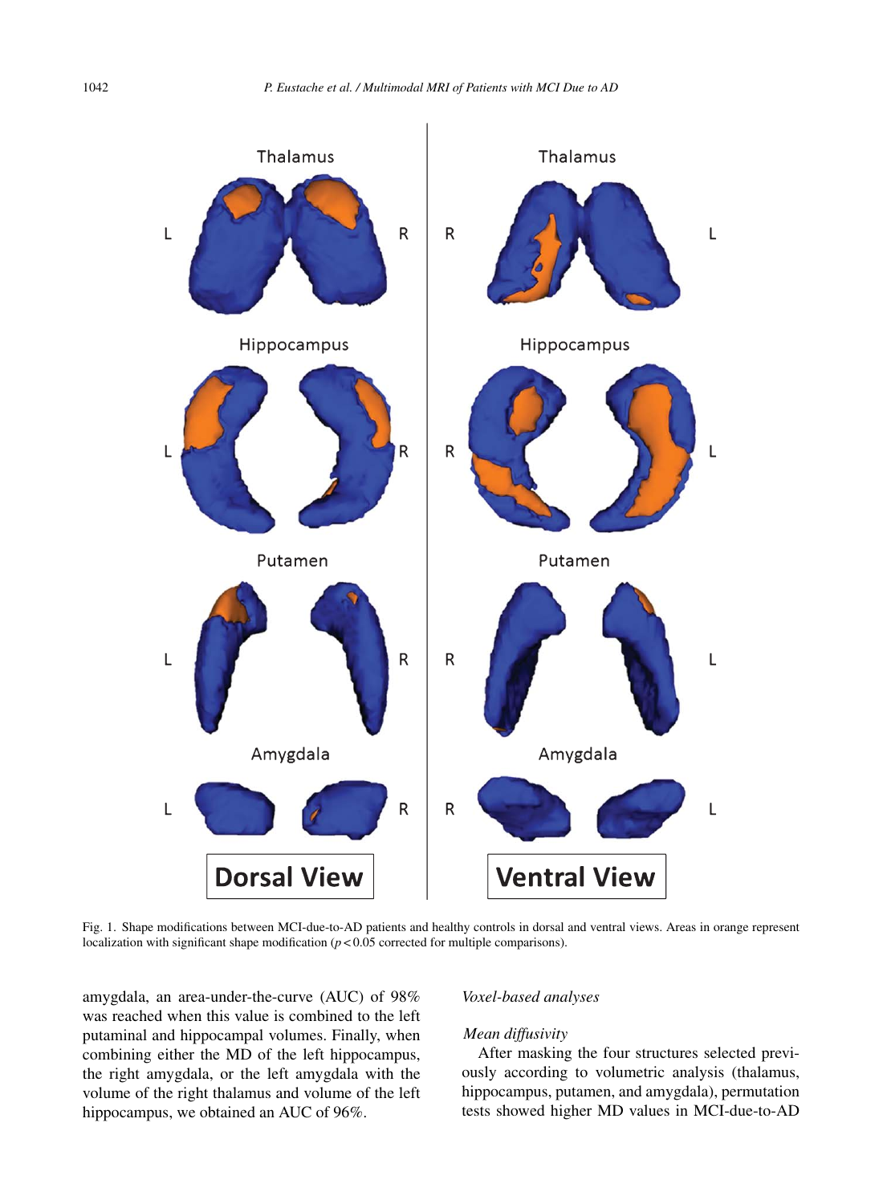Fig. 1. Shape modifications between MCI-due-to-AD patients and healthy controls in dorsal and ventral views. Areas in orange represent localization with significant shape modification ($p < 0.05$ corrected for multiple comparisons).

amygdala, an area-under-the-curve (AUC) of 98% was reached when this value is combined to the left putaminal and hippocampal volumes. Finally, when combining either the MD of the left hippocampus, the right amygdala, or the left amygdala with the volume of the right thalamus and volume of the left hippocampus, we obtained an AUC of 96%.

### *Voxel-based analyses*

#### *Mean diffusivity*

After masking the four structures selected previously according to volumetric analysis (thalamus, hippocampus, putamen, and amygdala), permutation tests showed higher MD values in MCI-due-to-AD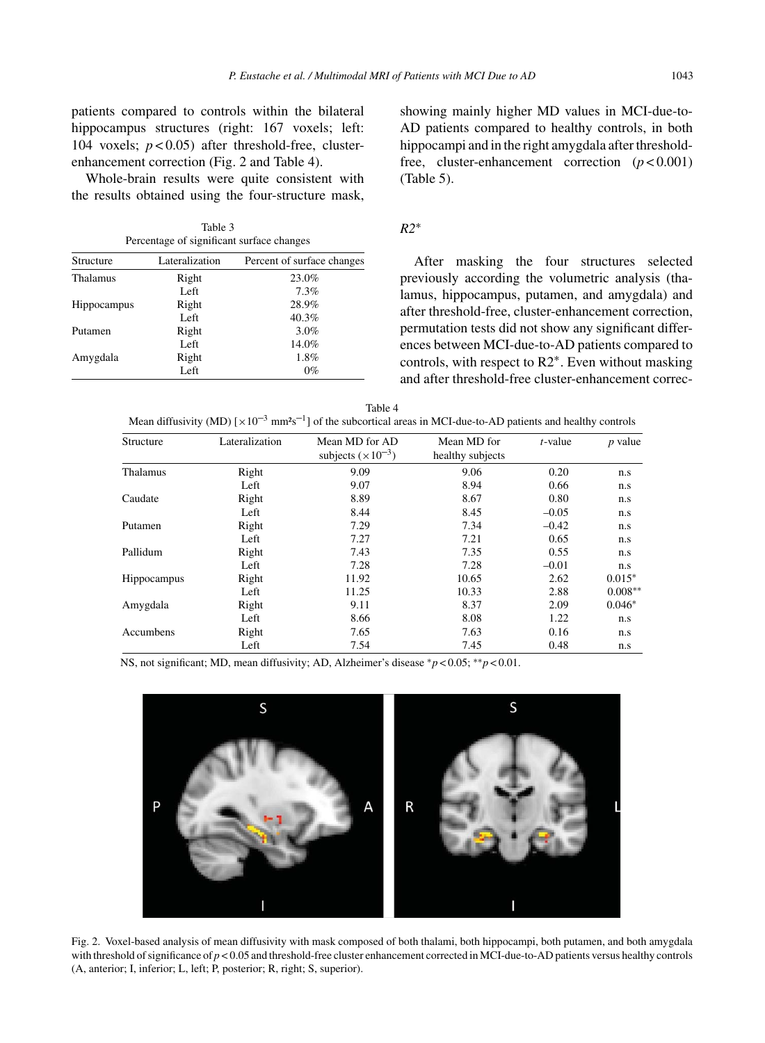patients compared to controls within the bilateral hippocampus structures (right: 167 voxels; left: 104 voxels; $p < 0.05$) after threshold-free, cluster-enhancement correction (Fig. 2 and Table 4).

Whole-brain results were quite consistent with the results obtained using the four-structure mask, showing mainly higher MD values in MCI-due-to-AD patients compared to healthy controls, in both hippocampi and in the right amygdala after threshold-free, cluster-enhancement correction ($p < 0.001$) (Table 5).

Table 3
Percentage of significant surface changes

| Structure | Lateralization | Percent of surface changes |
|---|---|---|
| Thalamus | Right | 23.0% |
| | Left | 7.3% |
| Hippocampus | Right | 28.9% |
| | Left | 40.3% |
| Putamen | Right | 3.0% |
| | Left | 14.0% |
| Amygdala | Right | 1.8% |
| | Left | 0% |

*R2**

After masking the four structures selected previously according the volumetric analysis (thalamus, hippocampus, putamen, and amygdala) and after threshold-free, cluster-enhancement correction, permutation tests did not show any significant differences between MCI-due-to-AD patients compared to controls, with respect to R2*. Even without masking and after threshold-free cluster-enhancement correc-

Table 4
Mean diffusivity (MD) [$\times 10^{-3}$ mm²s$^{-1}$] of the subcortical areas in MCI-due-to-AD patients and healthy controls

| Structure | Lateralization | Mean MD for AD subjects ($\times 10^{-3}$) | Mean MD for healthy subjects | *t*-value | *p* value |
|---|---|---|---|---|---|
| Thalamus | Right | 9.09 | 9.06 | 0.20 | n.s |
| | Left | 9.07 | 8.94 | 0.66 | n.s |
| Caudate | Right | 8.89 | 8.67 | 0.80 | n.s |
| | Left | 8.44 | 8.45 | –0.05 | n.s |
| Putamen | Right | 7.29 | 7.34 | –0.42 | n.s |
| | Left | 7.27 | 7.21 | 0.65 | n.s |
| Pallidum | Right | 7.43 | 7.35 | 0.55 | n.s |
| | Left | 7.28 | 7.28 | –0.01 | n.s |
| Hippocampus | Right | 11.92 | 10.65 | 2.62 | 0.015* |
| | Left | 11.25 | 10.33 | 2.88 | 0.008** |
| Amygdala | Right | 9.11 | 8.37 | 2.09 | 0.046* |
| | Left | 8.66 | 8.08 | 1.22 | n.s |
| Accumbens | Right | 7.65 | 7.63 | 0.16 | n.s |
| | Left | 7.54 | 7.45 | 0.48 | n.s |

NS, not significant; MD, mean diffusivity; AD, Alzheimer's disease *$p < 0.05$; **$p < 0.01$.

Fig. 2. Voxel-based analysis of mean diffusivity with mask composed of both thalami, both hippocampi, both putamen, and both amygdala with threshold of significance of $p < 0.05$ and threshold-free cluster enhancement corrected in MCI-due-to-AD patients versus healthy controls (A, anterior; I, inferior; L, left; P, posterior; R, right; S, superior).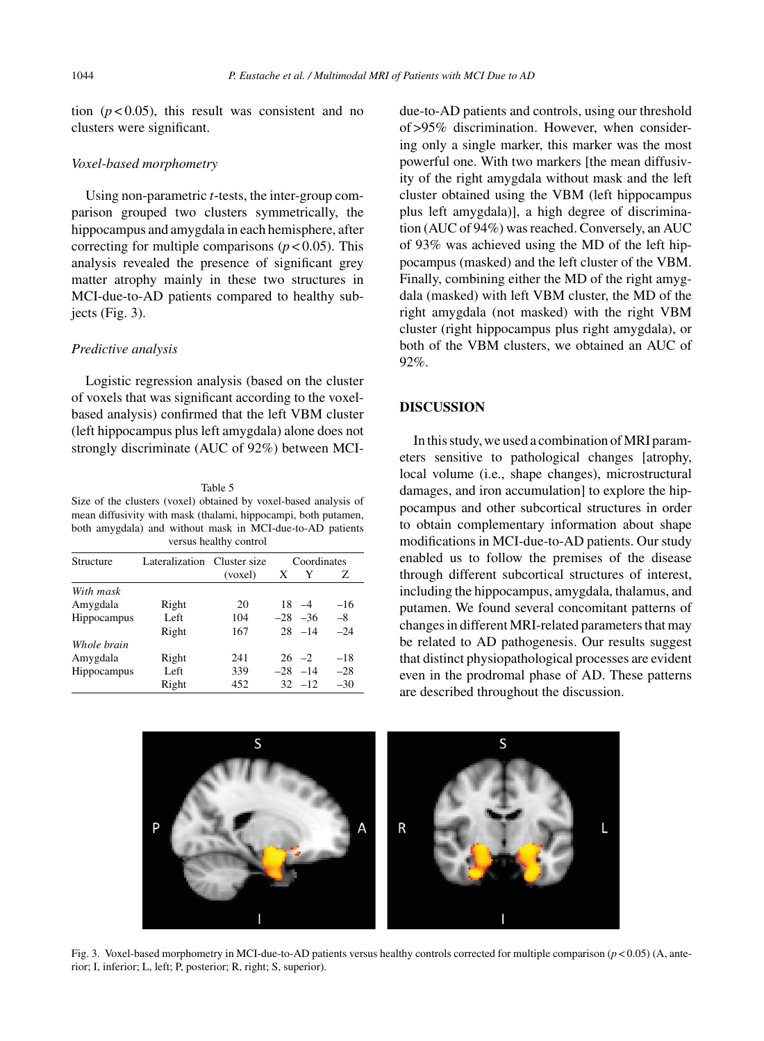tion ($p < 0.05$), this result was consistent and no clusters were significant.

### *Voxel-based morphometry*

Using non-parametric *t*-tests, the inter-group comparison grouped two clusters symmetrically, the hippocampus and amygdala in each hemisphere, after correcting for multiple comparisons ($p < 0.05$). This analysis revealed the presence of significant grey matter atrophy mainly in these two structures in MCI-due-to-AD patients compared to healthy subjects (Fig. 3).

### *Predictive analysis*

Logistic regression analysis (based on the cluster of voxels that was significant according to the voxel-based analysis) confirmed that the left VBM cluster (left hippocampus plus left amygdala) alone does not strongly discriminate (AUC of 92%) between MCI-due-to-AD patients and controls, using our threshold of >95% discrimination. However, when considering only a single marker, this marker was the most powerful one. With two markers [the mean diffusivity of the right amygdala without mask and the left cluster obtained using the VBM (left hippocampus plus left amygdala)], a high degree of discrimination (AUC of 94%) was reached. Conversely, an AUC of 93% was achieved using the MD of the left hippocampus (masked) and the left cluster of the VBM. Finally, combining either the MD of the right amygdala (masked) with left VBM cluster, the MD of the right amygdala (not masked) with the right VBM cluster (right hippocampus plus right amygdala), or both of the VBM clusters, we obtained an AUC of 92%.

Table 5
Size of the clusters (voxel) obtained by voxel-based analysis of mean diffusivity with mask (thalami, hippocampi, both putamen, both amygdala) and without mask in MCI-due-to-AD patients versus healthy control

| Structure | Lateralization | Cluster size (voxel) | Coordinates | | |
|---|---|---|---|---|---|
| | | | X | Y | Z |
| *With mask* | | | | | |
| Amygdala | Right | 20 | 18 | –4 | –16 |
| Hippocampus | Left | 104 | –28 | –36 | –8 |
| | Right | 167 | 28 | –14 | –24 |
| *Whole brain* | | | | | |
| Amygdala | Right | 241 | 26 | –2 | –18 |
| Hippocampus | Left | 339 | –28 | –14 | –28 |
| | Right | 452 | 32 | –12 | –30 |

## DISCUSSION

In this study, we used a combination of MRI parameters sensitive to pathological changes [atrophy, local volume (i.e., shape changes), microstructural damages, and iron accumulation] to explore the hippocampus and other subcortical structures in order to obtain complementary information about shape modifications in MCI-due-to-AD patients. Our study enabled us to follow the premises of the disease through different subcortical structures of interest, including the hippocampus, amygdala, thalamus, and putamen. We found several concomitant patterns of changes in different MRI-related parameters that may be related to AD pathogenesis. Our results suggest that distinct physiopathological processes are evident even in the prodromal phase of AD. These patterns are described throughout the discussion.

Fig. 3. Voxel-based morphometry in MCI-due-to-AD patients versus healthy controls corrected for multiple comparison ($p < 0.05$) (A, anterior; I, inferior; L, left; P, posterior; R, right; S, superior).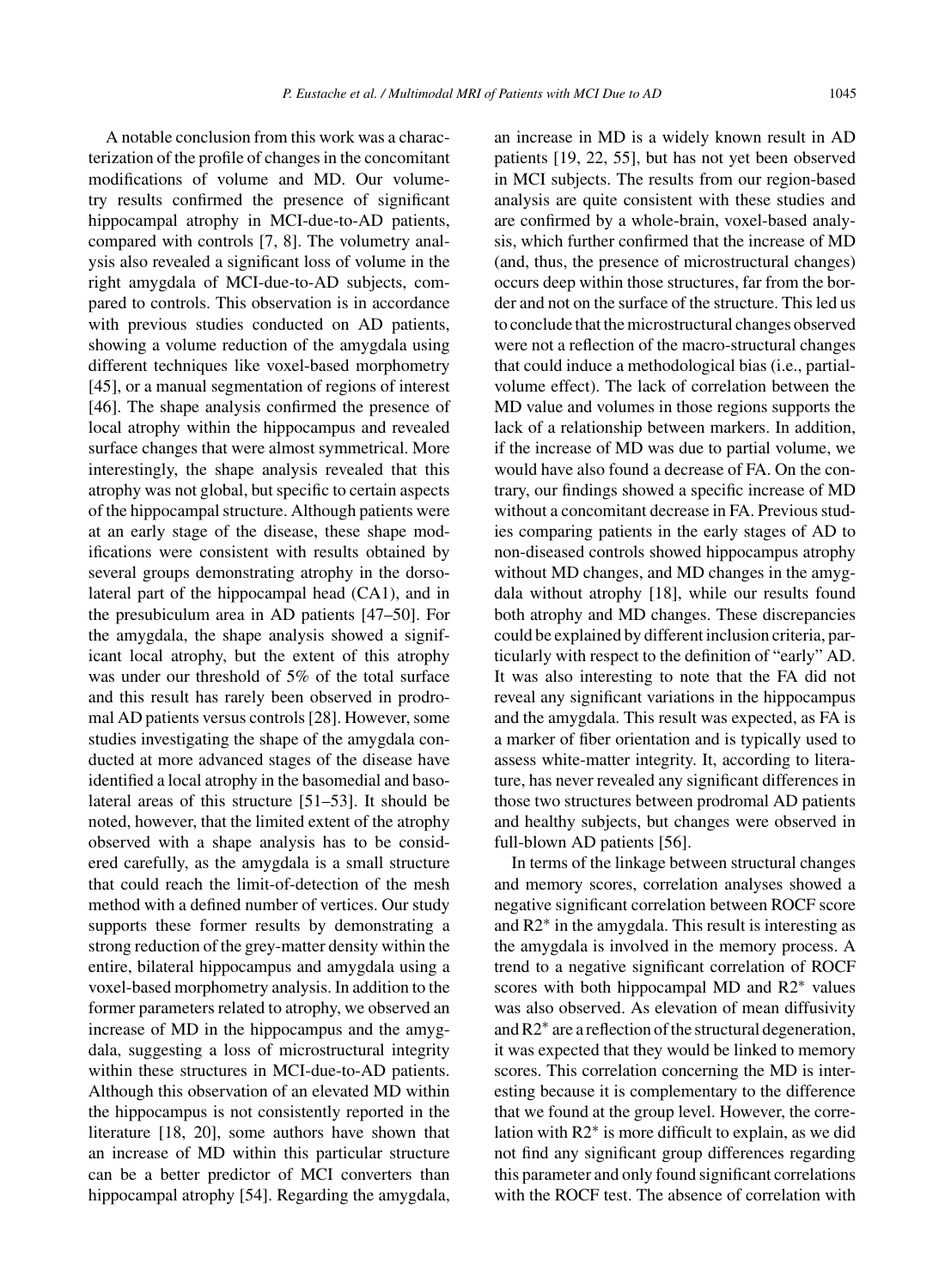A notable conclusion from this work was a characterization of the profile of changes in the concomitant modifications of volume and MD. Our volumetry results confirmed the presence of significant hippocampal atrophy in MCI-due-to-AD patients, compared with controls [7, 8]. The volumetry analysis also revealed a significant loss of volume in the right amygdala of MCI-due-to-AD subjects, compared to controls. This observation is in accordance with previous studies conducted on AD patients, showing a volume reduction of the amygdala using different techniques like voxel-based morphometry [45], or a manual segmentation of regions of interest [46]. The shape analysis confirmed the presence of local atrophy within the hippocampus and revealed surface changes that were almost symmetrical. More interestingly, the shape analysis revealed that this atrophy was not global, but specific to certain aspects of the hippocampal structure. Although patients were at an early stage of the disease, these shape modifications were consistent with results obtained by several groups demonstrating atrophy in the dorsolateral part of the hippocampal head (CA1), and in the presubiculum area in AD patients [47–50]. For the amygdala, the shape analysis showed a significant local atrophy, but the extent of this atrophy was under our threshold of 5% of the total surface and this result has rarely been observed in prodromal AD patients versus controls [28]. However, some studies investigating the shape of the amygdala conducted at more advanced stages of the disease have identified a local atrophy in the basomedial and basolateral areas of this structure [51–53]. It should be noted, however, that the limited extent of the atrophy observed with a shape analysis has to be considered carefully, as the amygdala is a small structure that could reach the limit-of-detection of the mesh method with a defined number of vertices. Our study supports these former results by demonstrating a strong reduction of the grey-matter density within the entire, bilateral hippocampus and amygdala using a voxel-based morphometry analysis. In addition to the former parameters related to atrophy, we observed an increase of MD in the hippocampus and the amygdala, suggesting a loss of microstructural integrity within these structures in MCI-due-to-AD patients. Although this observation of an elevated MD within the hippocampus is not consistently reported in the literature [18, 20], some authors have shown that an increase of MD within this particular structure can be a better predictor of MCI converters than hippocampal atrophy [54]. Regarding the amygdala, an increase in MD is a widely known result in AD patients [19, 22, 55], but has not yet been observed in MCI subjects. The results from our region-based analysis are quite consistent with these studies and are confirmed by a whole-brain, voxel-based analysis, which further confirmed that the increase of MD (and, thus, the presence of microstructural changes) occurs deep within those structures, far from the border and not on the surface of the structure. This led us to conclude that the microstructural changes observed were not a reflection of the macro-structural changes that could induce a methodological bias (i.e., partial-volume effect). The lack of correlation between the MD value and volumes in those regions supports the lack of a relationship between markers. In addition, if the increase of MD was due to partial volume, we would have also found a decrease of FA. On the contrary, our findings showed a specific increase of MD without a concomitant decrease in FA. Previous studies comparing patients in the early stages of AD to non-diseased controls showed hippocampus atrophy without MD changes, and MD changes in the amygdala without atrophy [18], while our results found both atrophy and MD changes. These discrepancies could be explained by different inclusion criteria, particularly with respect to the definition of "early" AD. It was also interesting to note that the FA did not reveal any significant variations in the hippocampus and the amygdala. This result was expected, as FA is a marker of fiber orientation and is typically used to assess white-matter integrity. It, according to literature, has never revealed any significant differences in those two structures between prodromal AD patients and healthy subjects, but changes were observed in full-blown AD patients [56].

In terms of the linkage between structural changes and memory scores, correlation analyses showed a negative significant correlation between ROCF score and $R2^*$ in the amygdala. This result is interesting as the amygdala is involved in the memory process. A trend to a negative significant correlation of ROCF scores with both hippocampal MD and $R2^*$ values was also observed. As elevation of mean diffusivity and $R2^*$ are a reflection of the structural degeneration, it was expected that they would be linked to memory scores. This correlation concerning the MD is interesting because it is complementary to the difference that we found at the group level. However, the correlation with $R2^*$ is more difficult to explain, as we did not find any significant group differences regarding this parameter and only found significant correlations with the ROCF test. The absence of correlation with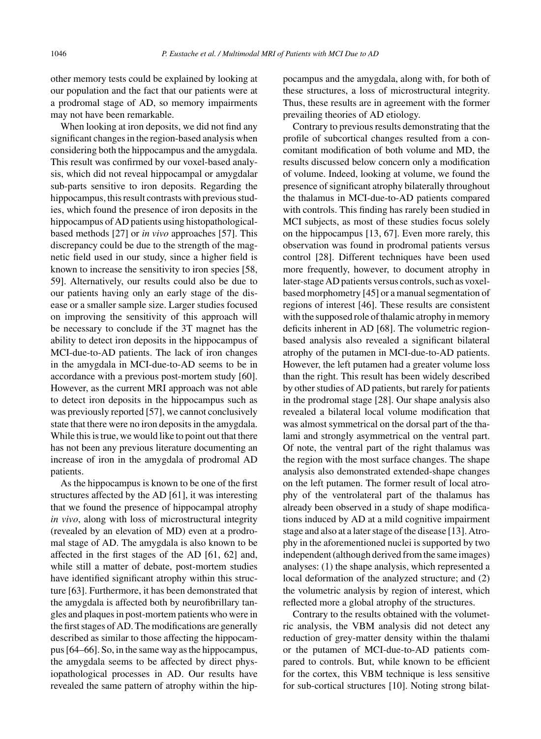other memory tests could be explained by looking at our population and the fact that our patients were at a prodromal stage of AD, so memory impairments may not have been remarkable.

When looking at iron deposits, we did not find any significant changes in the region-based analysis when considering both the hippocampus and the amygdala. This result was confirmed by our voxel-based analysis, which did not reveal hippocampal or amygdalar sub-parts sensitive to iron deposits. Regarding the hippocampus, this result contrasts with previous studies, which found the presence of iron deposits in the hippocampus of AD patients using histopathological-based methods [27] or *in vivo* approaches [57]. This discrepancy could be due to the strength of the magnetic field used in our study, since a higher field is known to increase the sensitivity to iron species [58, 59]. Alternatively, our results could also be due to our patients having only an early stage of the disease or a smaller sample size. Larger studies focused on improving the sensitivity of this approach will be necessary to conclude if the 3T magnet has the ability to detect iron deposits in the hippocampus of MCI-due-to-AD patients. The lack of iron changes in the amygdala in MCI-due-to-AD seems to be in accordance with a previous post-mortem study [60]. However, as the current MRI approach was not able to detect iron deposits in the hippocampus such as was previously reported [57], we cannot conclusively state that there were no iron deposits in the amygdala. While this is true, we would like to point out that there has not been any previous literature documenting an increase of iron in the amygdala of prodromal AD patients.

As the hippocampus is known to be one of the first structures affected by the AD [61], it was interesting that we found the presence of hippocampal atrophy *in vivo*, along with loss of microstructural integrity (revealed by an elevation of MD) even at a prodromal stage of AD. The amygdala is also known to be affected in the first stages of the AD [61, 62] and, while still a matter of debate, post-mortem studies have identified significant atrophy within this structure [63]. Furthermore, it has been demonstrated that the amygdala is affected both by neurofibrillary tangles and plaques in post-mortem patients who were in the first stages of AD. The modifications are generally described as similar to those affecting the hippocampus [64–66]. So, in the same way as the hippocampus, the amygdala seems to be affected by direct physiopathological processes in AD. Our results have revealed the same pattern of atrophy within the hippocampus and the amygdala, along with, for both of these structures, a loss of microstructural integrity. Thus, these results are in agreement with the former prevailing theories of AD etiology.

Contrary to previous results demonstrating that the profile of subcortical changes resulted from a concomitant modification of both volume and MD, the results discussed below concern only a modification of volume. Indeed, looking at volume, we found the presence of significant atrophy bilaterally throughout the thalamus in MCI-due-to-AD patients compared with controls. This finding has rarely been studied in MCI subjects, as most of these studies focus solely on the hippocampus [13, 67]. Even more rarely, this observation was found in prodromal patients versus control [28]. Different techniques have been used more frequently, however, to document atrophy in later-stage AD patients versus controls, such as voxel-based morphometry [45] or a manual segmentation of regions of interest [46]. These results are consistent with the supposed role of thalamic atrophy in memory deficits inherent in AD [68]. The volumetric region-based analysis also revealed a significant bilateral atrophy of the putamen in MCI-due-to-AD patients. However, the left putamen had a greater volume loss than the right. This result has been widely described by other studies of AD patients, but rarely for patients in the prodromal stage [28]. Our shape analysis also revealed a bilateral local volume modification that was almost symmetrical on the dorsal part of the thalami and strongly asymmetrical on the ventral part. Of note, the ventral part of the right thalamus was the region with the most surface changes. The shape analysis also demonstrated extended-shape changes on the left putamen. The former result of local atrophy of the ventrolateral part of the thalamus has already been observed in a study of shape modifications induced by AD at a mild cognitive impairment stage and also at a later stage of the disease [13]. Atrophy in the aforementioned nuclei is supported by two independent (although derived from the same images) analyses: (1) the shape analysis, which represented a local deformation of the analyzed structure; and (2) the volumetric analysis by region of interest, which reflected more a global atrophy of the structures.

Contrary to the results obtained with the volumetric analysis, the VBM analysis did not detect any reduction of grey-matter density within the thalami or the putamen of MCI-due-to-AD patients compared to controls. But, while known to be efficient for the cortex, this VBM technique is less sensitive for sub-cortical structures [10]. Noting strong bilat-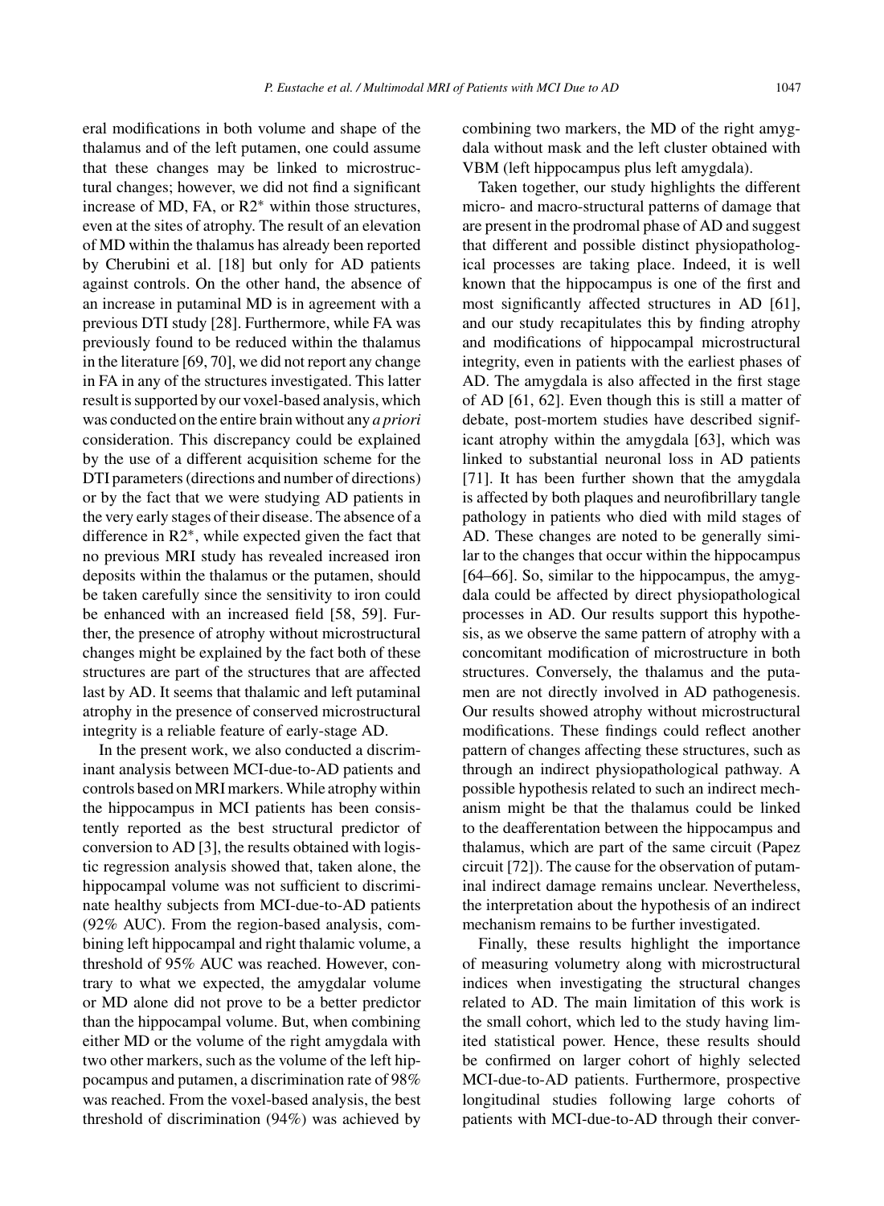eral modifications in both volume and shape of the thalamus and of the left putamen, one could assume that these changes may be linked to microstructural changes; however, we did not find a significant increase of MD, FA, or R2* within those structures, even at the sites of atrophy. The result of an elevation of MD within the thalamus has already been reported by Cherubini et al. [18] but only for AD patients against controls. On the other hand, the absence of an increase in putaminal MD is in agreement with a previous DTI study [28]. Furthermore, while FA was previously found to be reduced within the thalamus in the literature [69, 70], we did not report any change in FA in any of the structures investigated. This latter result is supported by our voxel-based analysis, which was conducted on the entire brain without any *a priori* consideration. This discrepancy could be explained by the use of a different acquisition scheme for the DTI parameters (directions and number of directions) or by the fact that we were studying AD patients in the very early stages of their disease. The absence of a difference in R2*, while expected given the fact that no previous MRI study has revealed increased iron deposits within the thalamus or the putamen, should be taken carefully since the sensitivity to iron could be enhanced with an increased field [58, 59]. Further, the presence of atrophy without microstructural changes might be explained by the fact both of these structures are part of the structures that are affected last by AD. It seems that thalamic and left putaminal atrophy in the presence of conserved microstructural integrity is a reliable feature of early-stage AD.

In the present work, we also conducted a discriminant analysis between MCI-due-to-AD patients and controls based on MRI markers. While atrophy within the hippocampus in MCI patients has been consistently reported as the best structural predictor of conversion to AD [3], the results obtained with logistic regression analysis showed that, taken alone, the hippocampal volume was not sufficient to discriminate healthy subjects from MCI-due-to-AD patients (92% AUC). From the region-based analysis, combining left hippocampal and right thalamic volume, a threshold of 95% AUC was reached. However, contrary to what we expected, the amygdalar volume or MD alone did not prove to be a better predictor than the hippocampal volume. But, when combining either MD or the volume of the right amygdala with two other markers, such as the volume of the left hippocampus and putamen, a discrimination rate of 98% was reached. From the voxel-based analysis, the best threshold of discrimination (94%) was achieved by combining two markers, the MD of the right amygdala without mask and the left cluster obtained with VBM (left hippocampus plus left amygdala).

Taken together, our study highlights the different micro- and macro-structural patterns of damage that are present in the prodromal phase of AD and suggest that different and possible distinct physiopathological processes are taking place. Indeed, it is well known that the hippocampus is one of the first and most significantly affected structures in AD [61], and our study recapitulates this by finding atrophy and modifications of hippocampal microstructural integrity, even in patients with the earliest phases of AD. The amygdala is also affected in the first stage of AD [61, 62]. Even though this is still a matter of debate, post-mortem studies have described significant atrophy within the amygdala [63], which was linked to substantial neuronal loss in AD patients [71]. It has been further shown that the amygdala is affected by both plaques and neurofibrillary tangle pathology in patients who died with mild stages of AD. These changes are noted to be generally similar to the changes that occur within the hippocampus [64–66]. So, similar to the hippocampus, the amygdala could be affected by direct physiopathological processes in AD. Our results support this hypothesis, as we observe the same pattern of atrophy with a concomitant modification of microstructure in both structures. Conversely, the thalamus and the putamen are not directly involved in AD pathogenesis. Our results showed atrophy without microstructural modifications. These findings could reflect another pattern of changes affecting these structures, such as through an indirect physiopathological pathway. A possible hypothesis related to such an indirect mechanism might be that the thalamus could be linked to the deafferentation between the hippocampus and thalamus, which are part of the same circuit (Papez circuit [72]). The cause for the observation of putaminal indirect damage remains unclear. Nevertheless, the interpretation about the hypothesis of an indirect mechanism remains to be further investigated.

Finally, these results highlight the importance of measuring volumetry along with microstructural indices when investigating the structural changes related to AD. The main limitation of this work is the small cohort, which led to the study having limited statistical power. Hence, these results should be confirmed on larger cohort of highly selected MCI-due-to-AD patients. Furthermore, prospective longitudinal studies following large cohorts of patients with MCI-due-to-AD through their conver-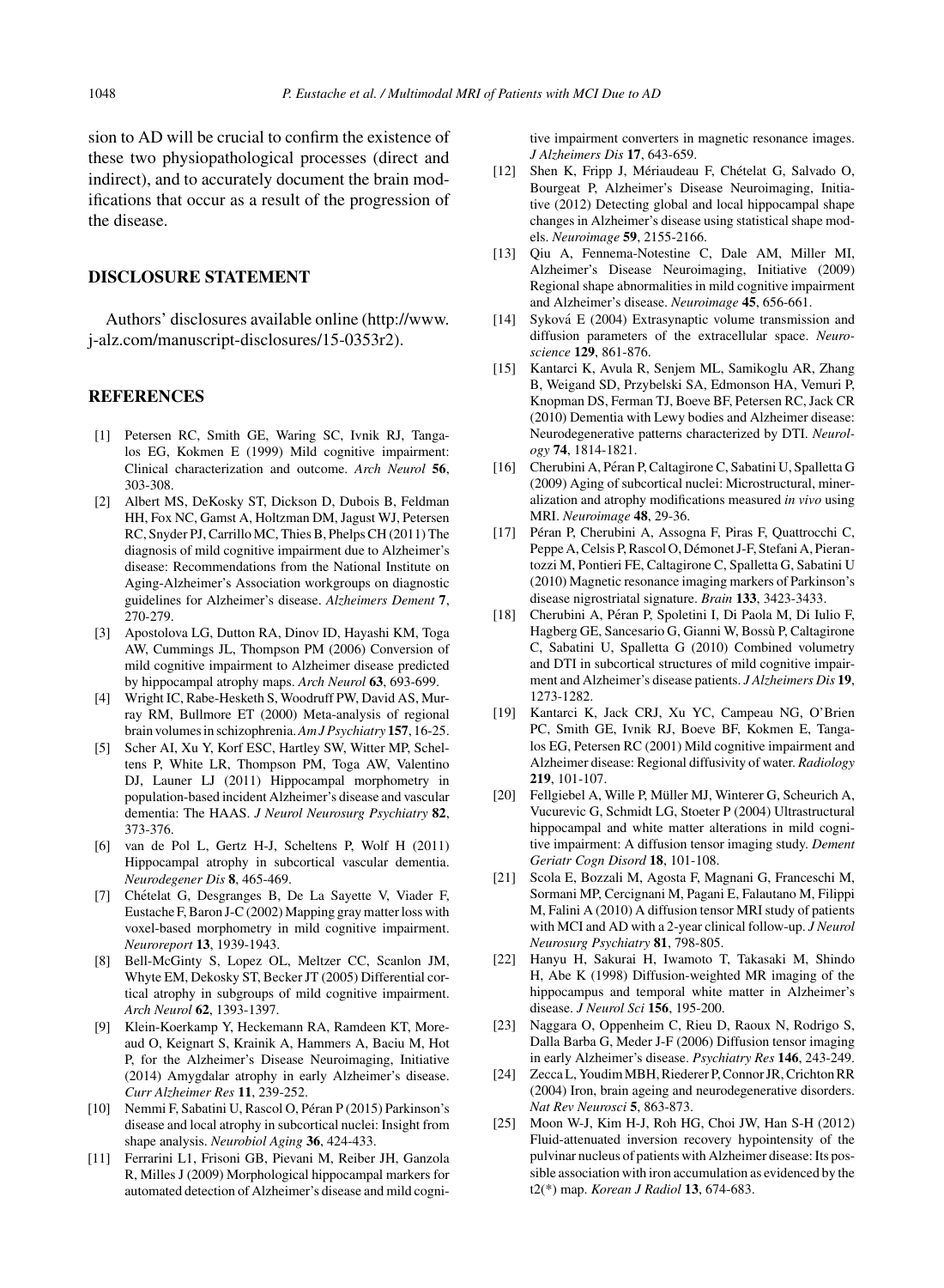sion to AD will be crucial to confirm the existence of these two physiopathological processes (direct and indirect), and to accurately document the brain modifications that occur as a result of the progression of the disease.

## DISCLOSURE STATEMENT

Authors' disclosures available online (http://www.j-alz.com/manuscript-disclosures/15-0353r2).

## REFERENCES

[1] Petersen RC, Smith GE, Waring SC, Ivnik RJ, Tangalos EG, Kokmen E (1999) Mild cognitive impairment: Clinical characterization and outcome. *Arch Neurol* **56**, 303-308.

[2] Albert MS, DeKosky ST, Dickson D, Dubois B, Feldman HH, Fox NC, Gamst A, Holtzman DM, Jagust WJ, Petersen RC, Snyder PJ, Carrillo MC, Thies B, Phelps CH (2011) The diagnosis of mild cognitive impairment due to Alzheimer's disease: Recommendations from the National Institute on Aging-Alzheimer's Association workgroups on diagnostic guidelines for Alzheimer's disease. *Alzheimers Dement* **7**, 270-279.

[3] Apostolova LG, Dutton RA, Dinov ID, Hayashi KM, Toga AW, Cummings JL, Thompson PM (2006) Conversion of mild cognitive impairment to Alzheimer disease predicted by hippocampal atrophy maps. *Arch Neurol* **63**, 693-699.

[4] Wright IC, Rabe-Hesketh S, Woodruff PW, David AS, Murray RM, Bullmore ET (2000) Meta-analysis of regional brain volumes in schizophrenia. *Am J Psychiatry* **157**, 16-25.

[5] Scher AI, Xu Y, Korf ESC, Hartley SW, Witter MP, Scheltens P, White LR, Thompson PM, Toga AW, Valentino DJ, Launer LJ (2011) Hippocampal morphometry in population-based incident Alzheimer's disease and vascular dementia: The HAAS. *J Neurol Neurosurg Psychiatry* **82**, 373-376.

[6] van de Pol L, Gertz H-J, Scheltens P, Wolf H (2011) Hippocampal atrophy in subcortical vascular dementia. *Neurodegener Dis* **8**, 465-469.

[7] Chételat G, Desgranges B, De La Sayette V, Viader F, Eustache F, Baron J-C (2002) Mapping gray matter loss with voxel-based morphometry in mild cognitive impairment. *Neuroreport* **13**, 1939-1943.

[8] Bell-McGinty S, Lopez OL, Meltzer CC, Scanlon JM, Whyte EM, Dekosky ST, Becker JT (2005) Differential cortical atrophy in subgroups of mild cognitive impairment. *Arch Neurol* **62**, 1393-1397.

[9] Klein-Koerkamp Y, Heckemann RA, Ramdeen KT, Moreaud O, Keignart S, Krainik A, Hammers A, Baciu M, Hot P, for the Alzheimer's Disease Neuroimaging, Initiative (2014) Amygdalar atrophy in early Alzheimer's disease. *Curr Alzheimer Res* **11**, 239-252.

[10] Nemmi F, Sabatini U, Rascol O, Péran P (2015) Parkinson's disease and local atrophy in subcortical nuclei: Insight from shape analysis. *Neurobiol Aging* **36**, 424-433.

[11] Ferrarini L1, Frisoni GB, Pievani M, Reiber JH, Ganzola R, Milles J (2009) Morphological hippocampal markers for automated detection of Alzheimer's disease and mild cognitive impairment converters in magnetic resonance images. *J Alzheimers Dis* **17**, 643-659.

[12] Shen K, Fripp J, Mériaudeau F, Chételat G, Salvado O, Bourgeat P, Alzheimer's Disease Neuroimaging, Initiative (2012) Detecting global and local hippocampal shape changes in Alzheimer's disease using statistical shape models. *Neuroimage* **59**, 2155-2166.

[13] Qiu A, Fennema-Notestine C, Dale AM, Miller MI, Alzheimer's Disease Neuroimaging, Initiative (2009) Regional shape abnormalities in mild cognitive impairment and Alzheimer's disease. *Neuroimage* **45**, 656-661.

[14] Syková E (2004) Extrasynaptic volume transmission and diffusion parameters of the extracellular space. *Neuroscience* **129**, 861-876.

[15] Kantarci K, Avula R, Senjem ML, Samikoglu AR, Zhang B, Weigand SD, Przybelski SA, Edmonson HA, Vemuri P, Knopman DS, Ferman TJ, Boeve BF, Petersen RC, Jack CR (2010) Dementia with Lewy bodies and Alzheimer disease: Neurodegenerative patterns characterized by DTI. *Neurology* **74**, 1814-1821.

[16] Cherubini A, Péran P, Caltagirone C, Sabatini U, Spalletta G (2009) Aging of subcortical nuclei: Microstructural, mineralization and atrophy modifications measured *in vivo* using MRI. *Neuroimage* **48**, 29-36.

[17] Péran P, Cherubini A, Assogna F, Piras F, Quattrocchi C, Peppe A, Celsis P, Rascol O, Démonet J-F, Stefani A, Pierantozzi M, Pontieri FE, Caltagirone C, Spalletta G, Sabatini U (2010) Magnetic resonance imaging markers of Parkinson's disease nigrostriatal signature. *Brain* **133**, 3423-3433.

[18] Cherubini A, Péran P, Spoletini I, Di Paola M, Di Iulio F, Hagberg GE, Sancesario G, Gianni W, Bossù P, Caltagirone C, Sabatini U, Spalletta G (2010) Combined volumetry and DTI in subcortical structures of mild cognitive impairment and Alzheimer's disease patients. *J Alzheimers Dis* **19**, 1273-1282.

[19] Kantarci K, Jack CRJ, Xu YC, Campeau NG, O'Brien PC, Smith GE, Ivnik RJ, Boeve BF, Kokmen E, Tangalos EG, Petersen RC (2001) Mild cognitive impairment and Alzheimer disease: Regional diffusivity of water. *Radiology* **219**, 101-107.

[20] Fellgiebel A, Wille P, Müller MJ, Winterer G, Scheurich A, Vucurevic G, Schmidt LG, Stoeter P (2004) Ultrastructural hippocampal and white matter alterations in mild cognitive impairment: A diffusion tensor imaging study. *Dement Geriatr Cogn Disord* **18**, 101-108.

[21] Scola E, Bozzali M, Agosta F, Magnani G, Franceschi M, Sormani MP, Cercignani M, Pagani E, Falautano M, Filippi M, Falini A (2010) A diffusion tensor MRI study of patients with MCI and AD with a 2-year clinical follow-up. *J Neurol Neurosurg Psychiatry* **81**, 798-805.

[22] Hanyu H, Sakurai H, Iwamoto T, Takasaki M, Shindo H, Abe K (1998) Diffusion-weighted MR imaging of the hippocampus and temporal white matter in Alzheimer's disease. *J Neurol Sci* **156**, 195-200.

[23] Naggara O, Oppenheim C, Rieu D, Raoux N, Rodrigo S, Dalla Barba G, Meder J-F (2006) Diffusion tensor imaging in early Alzheimer's disease. *Psychiatry Res* **146**, 243-249.

[24] Zecca L, Youdim MBH, Riederer P, Connor JR, Crichton RR (2004) Iron, brain ageing and neurodegenerative disorders. *Nat Rev Neurosci* **5**, 863-873.

[25] Moon W-J, Kim H-J, Roh HG, Choi JW, Han S-H (2012) Fluid-attenuated inversion recovery hypointensity of the pulvinar nucleus of patients with Alzheimer disease: Its possible association with iron accumulation as evidenced by the t2(*) map. *Korean J Radiol* **13**, 674-683.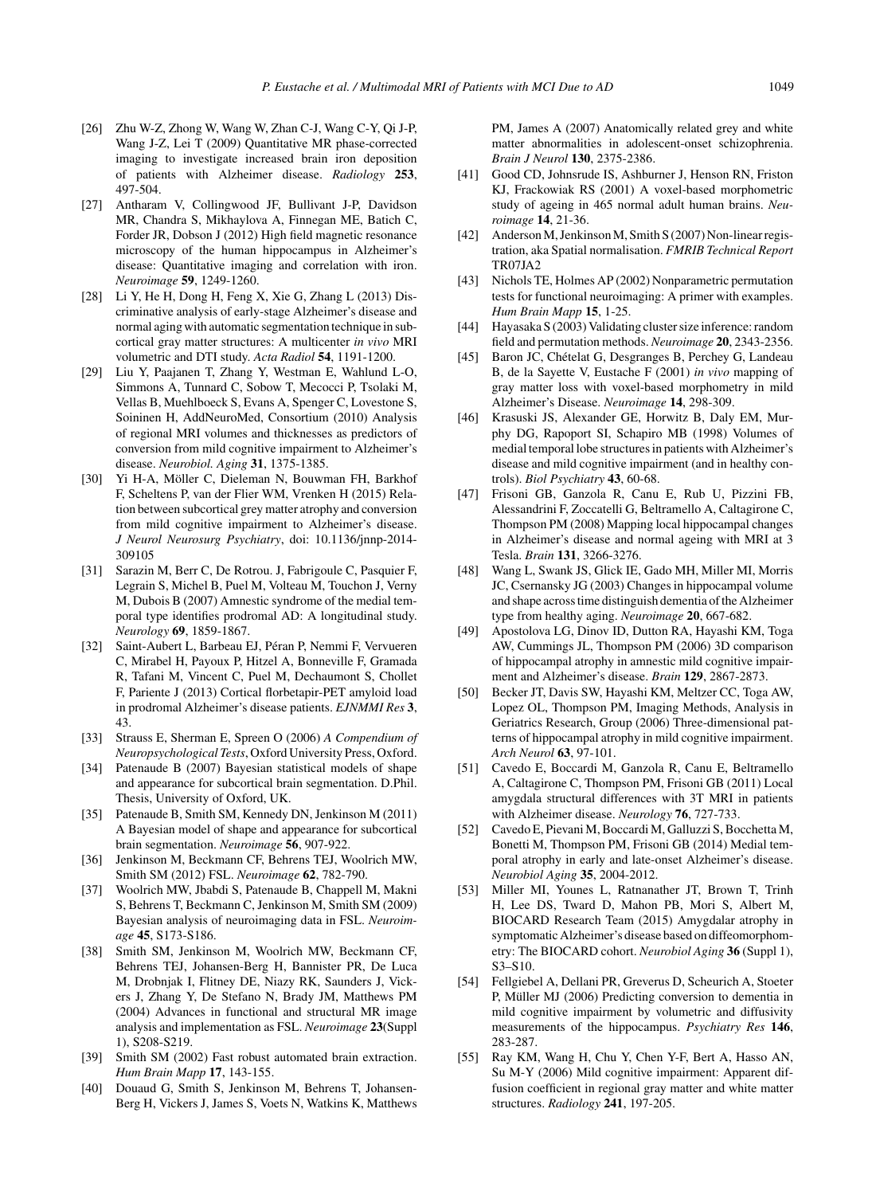- [26] Zhu W-Z, Zhong W, Wang W, Zhan C-J, Wang C-Y, Qi J-P, Wang J-Z, Lei T (2009) Quantitative MR phase-corrected imaging to investigate increased brain iron deposition of patients with Alzheimer disease. *Radiology* **253**, 497-504.
- [27] Antharam V, Collingwood JF, Bullivant J-P, Davidson MR, Chandra S, Mikhaylova A, Finnegan ME, Batich C, Forder JR, Dobson J (2012) High field magnetic resonance microscopy of the human hippocampus in Alzheimer's disease: Quantitative imaging and correlation with iron. *Neuroimage* **59**, 1249-1260.
- [28] Li Y, He H, Dong H, Feng X, Xie G, Zhang L (2013) Discriminative analysis of early-stage Alzheimer's disease and normal aging with automatic segmentation technique in subcortical gray matter structures: A multicenter *in vivo* MRI volumetric and DTI study. *Acta Radiol* **54**, 1191-1200.
- [29] Liu Y, Paajanen T, Zhang Y, Westman E, Wahlund L-O, Simmons A, Tunnard C, Sobow T, Mecocci P, Tsolaki M, Vellas B, Muehlboeck S, Evans A, Spenger C, Lovestone S, Soininen H, AddNeuroMed, Consortium (2010) Analysis of regional MRI volumes and thicknesses as predictors of conversion from mild cognitive impairment to Alzheimer's disease. *Neurobiol. Aging* **31**, 1375-1385.
- [30] Yi H-A, Möller C, Dieleman N, Bouwman FH, Barkhof F, Scheltens P, van der Flier WM, Vrenken H (2015) Relation between subcortical grey matter atrophy and conversion from mild cognitive impairment to Alzheimer's disease. *J Neurol Neurosurg Psychiatry*, doi: 10.1136/jnnp-2014-309105
- [31] Sarazin M, Berr C, De Rotrou. J, Fabrigoule C, Pasquier F, Legrain S, Michel B, Puel M, Volteau M, Touchon J, Verny M, Dubois B (2007) Amnestic syndrome of the medial temporal type identifies prodromal AD: A longitudinal study. *Neurology* **69**, 1859-1867.
- [32] Saint-Aubert L, Barbeau EJ, Péran P, Nemmi F, Vervueren C, Mirabel H, Payoux P, Hitzel A, Bonneville F, Gramada R, Tafani M, Vincent C, Puel M, Dechaumont S, Chollet F, Pariente J (2013) Cortical florbetapir-PET amyloid load in prodromal Alzheimer's disease patients. *EJNMMI Res* **3**, 43.
- [33] Strauss E, Sherman E, Spreen O (2006) *A Compendium of Neuropsychological Tests*, Oxford University Press, Oxford.
- [34] Patenaude B (2007) Bayesian statistical models of shape and appearance for subcortical brain segmentation. D.Phil. Thesis, University of Oxford, UK.
- [35] Patenaude B, Smith SM, Kennedy DN, Jenkinson M (2011) A Bayesian model of shape and appearance for subcortical brain segmentation. *Neuroimage* **56**, 907-922.
- [36] Jenkinson M, Beckmann CF, Behrens TEJ, Woolrich MW, Smith SM (2012) FSL. *Neuroimage* **62**, 782-790.
- [37] Woolrich MW, Jbabdi S, Patenaude B, Chappell M, Makni S, Behrens T, Beckmann C, Jenkinson M, Smith SM (2009) Bayesian analysis of neuroimaging data in FSL. *Neuroimage* **45**, S173-S186.
- [38] Smith SM, Jenkinson M, Woolrich MW, Beckmann CF, Behrens TEJ, Johansen-Berg H, Bannister PR, De Luca M, Drobnjak I, Flitney DE, Niazy RK, Saunders J, Vickers J, Zhang Y, De Stefano N, Brady JM, Matthews PM (2004) Advances in functional and structural MR image analysis and implementation as FSL. *Neuroimage* **23**(Suppl 1), S208-S219.
- [39] Smith SM (2002) Fast robust automated brain extraction. *Hum Brain Mapp* **17**, 143-155.
- [40] Douaud G, Smith S, Jenkinson M, Behrens T, Johansen-Berg H, Vickers J, James S, Voets N, Watkins K, Matthews PM, James A (2007) Anatomically related grey and white matter abnormalities in adolescent-onset schizophrenia. *Brain J Neurol* **130**, 2375-2386.
- [41] Good CD, Johnsrude IS, Ashburner J, Henson RN, Friston KJ, Frackowiak RS (2001) A voxel-based morphometric study of ageing in 465 normal adult human brains. *Neuroimage* **14**, 21-36.
- [42] Anderson M, Jenkinson M, Smith S (2007) Non-linear registration, aka Spatial normalisation. *FMRIB Technical Report* TR07JA2
- [43] Nichols TE, Holmes AP (2002) Nonparametric permutation tests for functional neuroimaging: A primer with examples. *Hum Brain Mapp* **15**, 1-25.
- [44] Hayasaka S (2003) Validating cluster size inference: random field and permutation methods. *Neuroimage* **20**, 2343-2356.
- [45] Baron JC, Chételat G, Desgranges B, Perchey G, Landeau B, de la Sayette V, Eustache F (2001) *in vivo* mapping of gray matter loss with voxel-based morphometry in mild Alzheimer's Disease. *Neuroimage* **14**, 298-309.
- [46] Krasuski JS, Alexander GE, Horwitz B, Daly EM, Murphy DG, Rapoport SI, Schapiro MB (1998) Volumes of medial temporal lobe structures in patients with Alzheimer's disease and mild cognitive impairment (and in healthy controls). *Biol Psychiatry* **43**, 60-68.
- [47] Frisoni GB, Ganzola R, Canu E, Rub U, Pizzini FB, Alessandrini F, Zoccatelli G, Beltramello A, Caltagirone C, Thompson PM (2008) Mapping local hippocampal changes in Alzheimer's disease and normal ageing with MRI at 3 Tesla. *Brain* **131**, 3266-3276.
- [48] Wang L, Swank JS, Glick IE, Gado MH, Miller MI, Morris JC, Csernansky JG (2003) Changes in hippocampal volume and shape across time distinguish dementia of the Alzheimer type from healthy aging. *Neuroimage* **20**, 667-682.
- [49] Apostolova LG, Dinov ID, Dutton RA, Hayashi KM, Toga AW, Cummings JL, Thompson PM (2006) 3D comparison of hippocampal atrophy in amnestic mild cognitive impairment and Alzheimer's disease. *Brain* **129**, 2867-2873.
- [50] Becker JT, Davis SW, Hayashi KM, Meltzer CC, Toga AW, Lopez OL, Thompson PM, Imaging Methods, Analysis in Geriatrics Research, Group (2006) Three-dimensional patterns of hippocampal atrophy in mild cognitive impairment. *Arch Neurol* **63**, 97-101.
- [51] Cavedo E, Boccardi M, Ganzola R, Canu E, Beltramello A, Caltagirone C, Thompson PM, Frisoni GB (2011) Local amygdala structural differences with 3T MRI in patients with Alzheimer disease. *Neurology* **76**, 727-733.
- [52] Cavedo E, Pievani M, Boccardi M, Galluzzi S, Bocchetta M, Bonetti M, Thompson PM, Frisoni GB (2014) Medial temporal atrophy in early and late-onset Alzheimer's disease. *Neurobiol Aging* **35**, 2004-2012.
- [53] Miller MI, Younes L, Ratnanather JT, Brown T, Trinh H, Lee DS, Tward D, Mahon PB, Mori S, Albert M, BIOCARD Research Team (2015) Amygdalar atrophy in symptomatic Alzheimer's disease based on diffeomorphometry: The BIOCARD cohort. *Neurobiol Aging* **36** (Suppl 1), S3–S10.
- [54] Fellgiebel A, Dellani PR, Greverus D, Scheurich A, Stoeter P, Müller MJ (2006) Predicting conversion to dementia in mild cognitive impairment by volumetric and diffusivity measurements of the hippocampus. *Psychiatry Res* **146**, 283-287.
- [55] Ray KM, Wang H, Chu Y, Chen Y-F, Bert A, Hasso AN, Su M-Y (2006) Mild cognitive impairment: Apparent diffusion coefficient in regional gray matter and white matter structures. *Radiology* **241**, 197-205.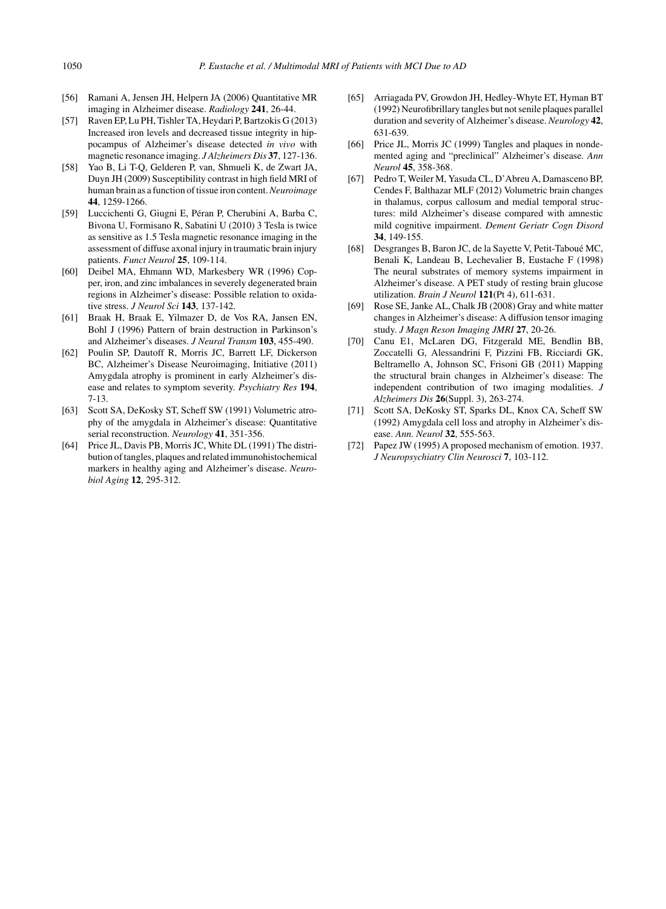[56] Ramani A, Jensen JH, Helpern JA (2006) Quantitative MR imaging in Alzheimer disease. *Radiology* **241**, 26-44.

[57] Raven EP, Lu PH, Tishler TA, Heydari P, Bartzokis G (2013) Increased iron levels and decreased tissue integrity in hippocampus of Alzheimer's disease detected *in vivo* with magnetic resonance imaging. *J Alzheimers Dis* **37**, 127-136.

[58] Yao B, Li T-Q, Gelderen P, van, Shmueli K, de Zwart JA, Duyn JH (2009) Susceptibility contrast in high field MRI of human brain as a function of tissue iron content. *Neuroimage* **44**, 1259-1266.

[59] Luccichenti G, Giugni E, Péran P, Cherubini A, Barba C, Bivona U, Formisano R, Sabatini U (2010) 3 Tesla is twice as sensitive as 1.5 Tesla magnetic resonance imaging in the assessment of diffuse axonal injury in traumatic brain injury patients. *Funct Neurol* **25**, 109-114.

[60] Deibel MA, Ehmann WD, Markesbery WR (1996) Copper, iron, and zinc imbalances in severely degenerated brain regions in Alzheimer's disease: Possible relation to oxidative stress. *J Neurol Sci* **143**, 137-142.

[61] Braak H, Braak E, Yilmazer D, de Vos RA, Jansen EN, Bohl J (1996) Pattern of brain destruction in Parkinson's and Alzheimer's diseases. *J Neural Transm* **103**, 455-490.

[62] Poulin SP, Dautoff R, Morris JC, Barrett LF, Dickerson BC, Alzheimer's Disease Neuroimaging, Initiative (2011) Amygdala atrophy is prominent in early Alzheimer's disease and relates to symptom severity. *Psychiatry Res* **194**, 7-13.

[63] Scott SA, DeKosky ST, Scheff SW (1991) Volumetric atrophy of the amygdala in Alzheimer's disease: Quantitative serial reconstruction. *Neurology* **41**, 351-356.

[64] Price JL, Davis PB, Morris JC, White DL (1991) The distribution of tangles, plaques and related immunohistochemical markers in healthy aging and Alzheimer's disease. *Neurobiol Aging* **12**, 295-312.

[65] Arriagada PV, Growdon JH, Hedley-Whyte ET, Hyman BT (1992) Neurofibrillary tangles but not senile plaques parallel duration and severity of Alzheimer's disease. *Neurology* **42**, 631-639.

[66] Price JL, Morris JC (1999) Tangles and plaques in nondemented aging and "preclinical" Alzheimer's disease. *Ann Neurol* **45**, 358-368.

[67] Pedro T, Weiler M, Yasuda CL, D'Abreu A, Damasceno BP, Cendes F, Balthazar MLF (2012) Volumetric brain changes in thalamus, corpus callosum and medial temporal structures: mild Alzheimer's disease compared with amnestic mild cognitive impairment. *Dement Geriatr Cogn Disord* **34**, 149-155.

[68] Desgranges B, Baron JC, de la Sayette V, Petit-Taboué MC, Benali K, Landeau B, Lechevalier B, Eustache F (1998) The neural substrates of memory systems impairment in Alzheimer's disease. A PET study of resting brain glucose utilization. *Brain J Neurol* **121**(Pt 4), 611-631.

[69] Rose SE, Janke AL, Chalk JB (2008) Gray and white matter changes in Alzheimer's disease: A diffusion tensor imaging study. *J Magn Reson Imaging JMRI* **27**, 20-26.

[70] Canu E1, McLaren DG, Fitzgerald ME, Bendlin BB, Zoccatelli G, Alessandrini F, Pizzini FB, Ricciardi GK, Beltramello A, Johnson SC, Frisoni GB (2011) Mapping the structural brain changes in Alzheimer's disease: The independent contribution of two imaging modalities. *J Alzheimers Dis* **26**(Suppl. 3), 263-274.

[71] Scott SA, DeKosky ST, Sparks DL, Knox CA, Scheff SW (1992) Amygdala cell loss and atrophy in Alzheimer's disease. *Ann. Neurol* **32**, 555-563.

[72] Papez JW (1995) A proposed mechanism of emotion. 1937. *J Neuropsychiatry Clin Neurosci* **7**, 103-112.